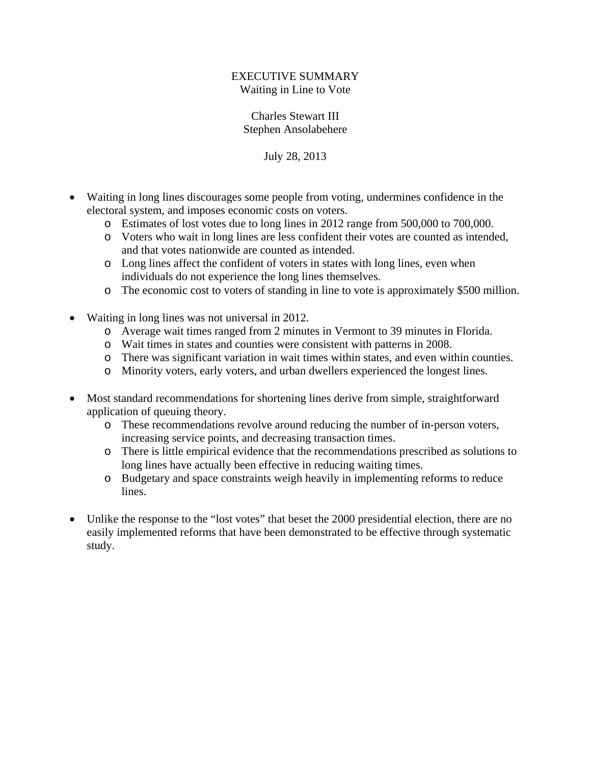# EXECUTIVE SUMMARY

## Waiting in Line to Vote

Charles Stewart III
Stephen Ansolabehere

July 28, 2013

- Waiting in long lines discourages some people from voting, undermines confidence in the electoral system, and imposes economic costs on voters.
  - Estimates of lost votes due to long lines in 2012 range from 500,000 to 700,000.
  - Voters who wait in long lines are less confident their votes are counted as intended, and that votes nationwide are counted as intended.
  - Long lines affect the confident of voters in states with long lines, even when individuals do not experience the long lines themselves.
  - The economic cost to voters of standing in line to vote is approximately $500 million.

- Waiting in long lines was not universal in 2012.
  - Average wait times ranged from 2 minutes in Vermont to 39 minutes in Florida.
  - Wait times in states and counties were consistent with patterns in 2008.
  - There was significant variation in wait times within states, and even within counties.
  - Minority voters, early voters, and urban dwellers experienced the longest lines.

- Most standard recommendations for shortening lines derive from simple, straightforward application of queuing theory.
  - These recommendations revolve around reducing the number of in-person voters, increasing service points, and decreasing transaction times.
  - There is little empirical evidence that the recommendations prescribed as solutions to long lines have actually been effective in reducing waiting times.
  - Budgetary and space constraints weigh heavily in implementing reforms to reduce lines.

- Unlike the response to the "lost votes" that beset the 2000 presidential election, there are no easily implemented reforms that have been demonstrated to be effective through systematic study.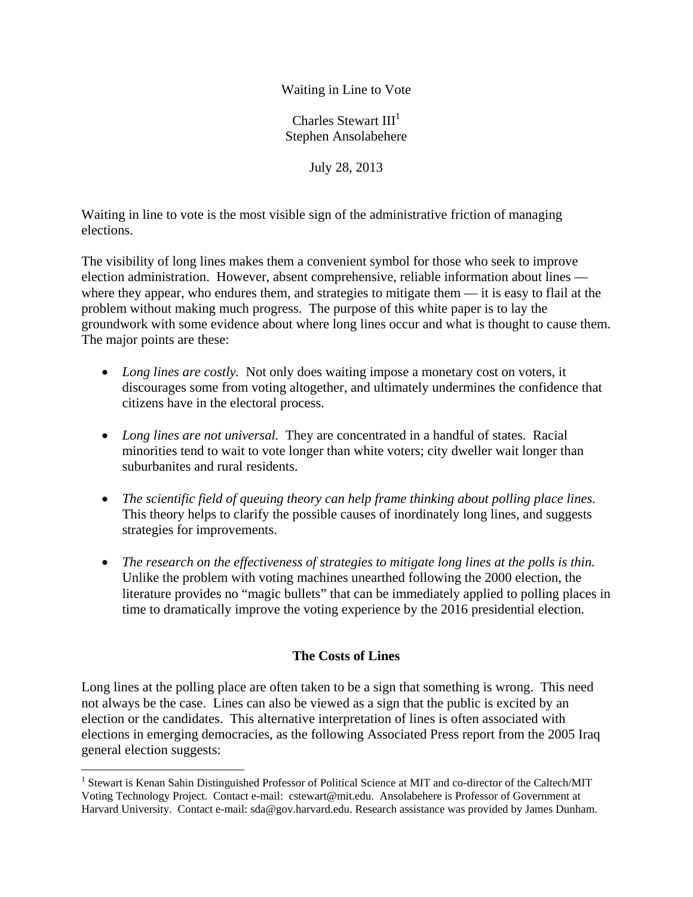Waiting in Line to Vote

Charles Stewart III[1]
Stephen Ansolabehere

July 28, 2013

Waiting in line to vote is the most visible sign of the administrative friction of managing elections.

The visibility of long lines makes them a convenient symbol for those who seek to improve election administration. However, absent comprehensive, reliable information about lines — where they appear, who endures them, and strategies to mitigate them — it is easy to flail at the problem without making much progress. The purpose of this white paper is to lay the groundwork with some evidence about where long lines occur and what is thought to cause them. The major points are these:

- *Long lines are costly.* Not only does waiting impose a monetary cost on voters, it discourages some from voting altogether, and ultimately undermines the confidence that citizens have in the electoral process.
- *Long lines are not universal.* They are concentrated in a handful of states. Racial minorities tend to wait to vote longer than white voters; city dweller wait longer than suburbanites and rural residents.
- *The scientific field of queuing theory can help frame thinking about polling place lines.* This theory helps to clarify the possible causes of inordinately long lines, and suggests strategies for improvements.
- *The research on the effectiveness of strategies to mitigate long lines at the polls is thin.* Unlike the problem with voting machines unearthed following the 2000 election, the literature provides no "magic bullets" that can be immediately applied to polling places in time to dramatically improve the voting experience by the 2016 presidential election.

## The Costs of Lines

Long lines at the polling place are often taken to be a sign that something is wrong. This need not always be the case. Lines can also be viewed as a sign that the public is excited by an election or the candidates. This alternative interpretation of lines is often associated with elections in emerging democracies, as the following Associated Press report from the 2005 Iraq general election suggests:

[1] Stewart is Kenan Sahin Distinguished Professor of Political Science at MIT and co-director of the Caltech/MIT Voting Technology Project. Contact e-mail: cstewart@mit.edu. Ansolabehere is Professor of Government at Harvard University. Contact e-mail: sda@gov.harvard.edu. Research assistance was provided by James Dunham.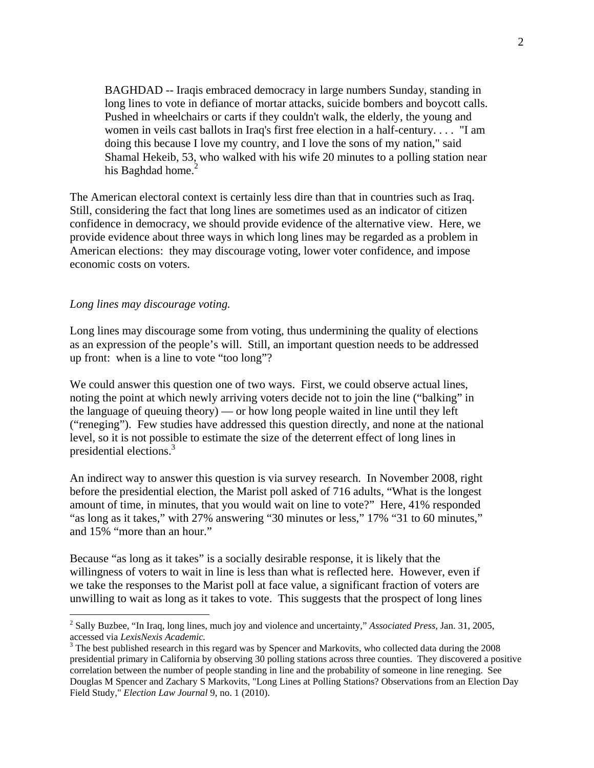> BAGHDAD -- Iraqis embraced democracy in large numbers Sunday, standing in long lines to vote in defiance of mortar attacks, suicide bombers and boycott calls. Pushed in wheelchairs or carts if they couldn't walk, the elderly, the young and women in veils cast ballots in Iraq's first free election in a half-century. . . . "I am doing this because I love my country, and I love the sons of my nation," said Shamal Hekeib, 53, who walked with his wife 20 minutes to a polling station near his Baghdad home.[2]

The American electoral context is certainly less dire than that in countries such as Iraq. Still, considering the fact that long lines are sometimes used as an indicator of citizen confidence in democracy, we should provide evidence of the alternative view. Here, we provide evidence about three ways in which long lines may be regarded as a problem in American elections: they may discourage voting, lower voter confidence, and impose economic costs on voters.

*Long lines may discourage voting.*

Long lines may discourage some from voting, thus undermining the quality of elections as an expression of the people's will. Still, an important question needs to be addressed up front: when is a line to vote "too long"?

We could answer this question one of two ways. First, we could observe actual lines, noting the point at which newly arriving voters decide not to join the line ("balking" in the language of queuing theory) — or how long people waited in line until they left ("reneging"). Few studies have addressed this question directly, and none at the national level, so it is not possible to estimate the size of the deterrent effect of long lines in presidential elections.[3]

An indirect way to answer this question is via survey research. In November 2008, right before the presidential election, the Marist poll asked of 716 adults, "What is the longest amount of time, in minutes, that you would wait on line to vote?" Here, 41% responded "as long as it takes," with 27% answering "30 minutes or less," 17% "31 to 60 minutes," and 15% "more than an hour."

Because "as long as it takes" is a socially desirable response, it is likely that the willingness of voters to wait in line is less than what is reflected here. However, even if we take the responses to the Marist poll at face value, a significant fraction of voters are unwilling to wait as long as it takes to vote. This suggests that the prospect of long lines

---

[2] Sally Buzbee, "In Iraq, long lines, much joy and violence and uncertainty," *Associated Press*, Jan. 31, 2005, accessed via *LexisNexis Academic.*

[3] The best published research in this regard was by Spencer and Markovits, who collected data during the 2008 presidential primary in California by observing 30 polling stations across three counties. They discovered a positive correlation between the number of people standing in line and the probability of someone in line reneging. See Douglas M Spencer and Zachary S Markovits, "Long Lines at Polling Stations? Observations from an Election Day Field Study," *Election Law Journal* 9, no. 1 (2010).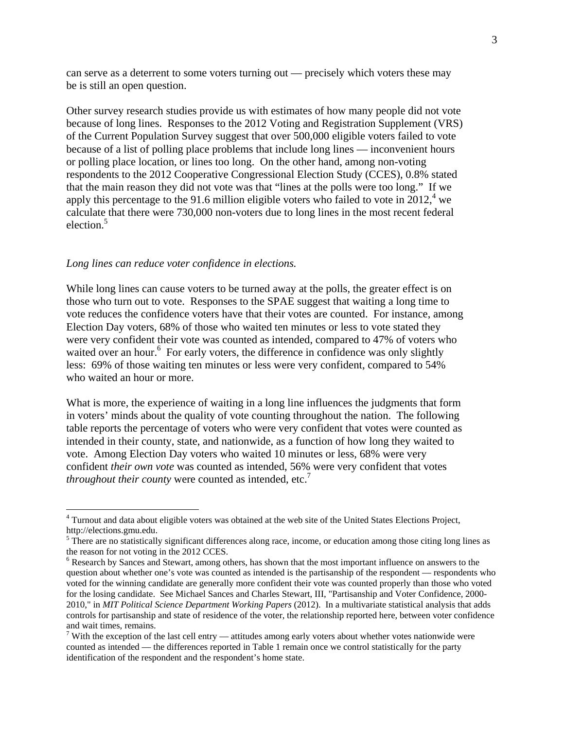can serve as a deterrent to some voters turning out — precisely which voters these may be is still an open question.

Other survey research studies provide us with estimates of how many people did not vote because of long lines. Responses to the 2012 Voting and Registration Supplement (VRS) of the Current Population Survey suggest that over 500,000 eligible voters failed to vote because of a list of polling place problems that include long lines — inconvenient hours or polling place location, or lines too long. On the other hand, among non-voting respondents to the 2012 Cooperative Congressional Election Study (CCES), 0.8% stated that the main reason they did not vote was that "lines at the polls were too long." If we apply this percentage to the 91.6 million eligible voters who failed to vote in 2012,[4] we calculate that there were 730,000 non-voters due to long lines in the most recent federal election.[5]

*Long lines can reduce voter confidence in elections.*

While long lines can cause voters to be turned away at the polls, the greater effect is on those who turn out to vote. Responses to the SPAE suggest that waiting a long time to vote reduces the confidence voters have that their votes are counted. For instance, among Election Day voters, 68% of those who waited ten minutes or less to vote stated they were very confident their vote was counted as intended, compared to 47% of voters who waited over an hour.[6] For early voters, the difference in confidence was only slightly less: 69% of those waiting ten minutes or less were very confident, compared to 54% who waited an hour or more.

What is more, the experience of waiting in a long line influences the judgments that form in voters' minds about the quality of vote counting throughout the nation. The following table reports the percentage of voters who were very confident that votes were counted as intended in their county, state, and nationwide, as a function of how long they waited to vote. Among Election Day voters who waited 10 minutes or less, 68% were very confident *their own vote* was counted as intended, 56% were very confident that votes *throughout their county* were counted as intended, etc.[7]

---

[4] Turnout and data about eligible voters was obtained at the web site of the United States Elections Project, http://elections.gmu.edu.

[5] There are no statistically significant differences along race, income, or education among those citing long lines as the reason for not voting in the 2012 CCES.

[6] Research by Sances and Stewart, among others, has shown that the most important influence on answers to the question about whether one's vote was counted as intended is the partisanship of the respondent — respondents who voted for the winning candidate are generally more confident their vote was counted properly than those who voted for the losing candidate. See Michael Sances and Charles Stewart, III, "Partisanship and Voter Confidence, 2000-2010," in *MIT Political Science Department Working Papers* (2012). In a multivariate statistical analysis that adds controls for partisanship and state of residence of the voter, the relationship reported here, between voter confidence and wait times, remains.

[7] With the exception of the last cell entry — attitudes among early voters about whether votes nationwide were counted as intended — the differences reported in Table 1 remain once we control statistically for the party identification of the respondent and the respondent's home state.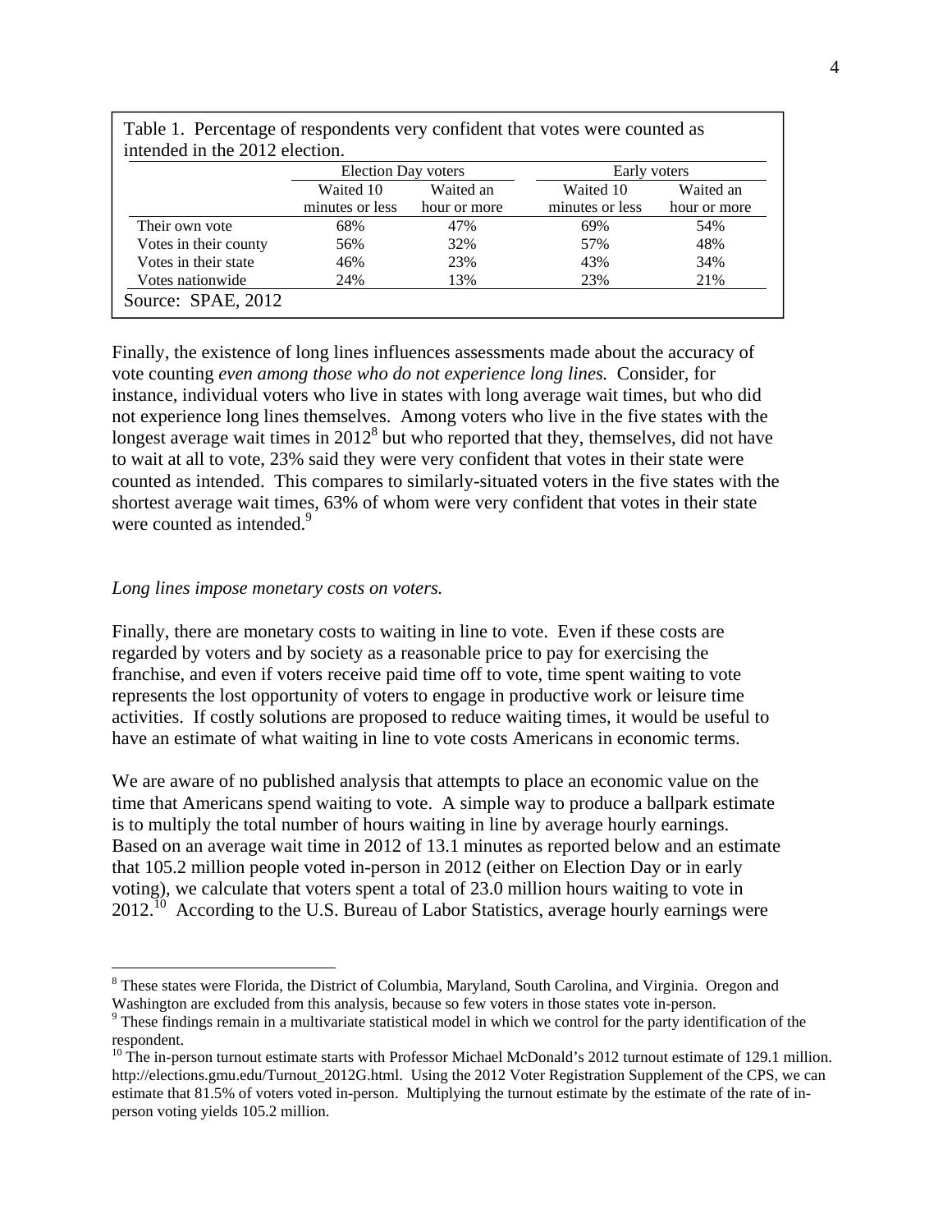Table 1. Percentage of respondents very confident that votes were counted as intended in the 2012 election.

| | Election Day voters | | Early voters | |
|---|---|---|---|---|
| | Waited 10 minutes or less | Waited an hour or more | Waited 10 minutes or less | Waited an hour or more |
| Their own vote | 68% | 47% | 69% | 54% |
| Votes in their county | 56% | 32% | 57% | 48% |
| Votes in their state | 46% | 23% | 43% | 34% |
| Votes nationwide | 24% | 13% | 23% | 21% |

Source: SPAE, 2012

Finally, the existence of long lines influences assessments made about the accuracy of vote counting *even among those who do not experience long lines.* Consider, for instance, individual voters who live in states with long average wait times, but who did not experience long lines themselves. Among voters who live in the five states with the longest average wait times in 2012[8] but who reported that they, themselves, did not have to wait at all to vote, 23% said they were very confident that votes in their state were counted as intended. This compares to similarly-situated voters in the five states with the shortest average wait times, 63% of whom were very confident that votes in their state were counted as intended.[9]

*Long lines impose monetary costs on voters.*

Finally, there are monetary costs to waiting in line to vote. Even if these costs are regarded by voters and by society as a reasonable price to pay for exercising the franchise, and even if voters receive paid time off to vote, time spent waiting to vote represents the lost opportunity of voters to engage in productive work or leisure time activities. If costly solutions are proposed to reduce waiting times, it would be useful to have an estimate of what waiting in line to vote costs Americans in economic terms.

We are aware of no published analysis that attempts to place an economic value on the time that Americans spend waiting to vote. A simple way to produce a ballpark estimate is to multiply the total number of hours waiting in line by average hourly earnings. Based on an average wait time in 2012 of 13.1 minutes as reported below and an estimate that 105.2 million people voted in-person in 2012 (either on Election Day or in early voting), we calculate that voters spent a total of 23.0 million hours waiting to vote in 2012.[10] According to the U.S. Bureau of Labor Statistics, average hourly earnings were

[8] These states were Florida, the District of Columbia, Maryland, South Carolina, and Virginia. Oregon and Washington are excluded from this analysis, because so few voters in those states vote in-person.

[9] These findings remain in a multivariate statistical model in which we control for the party identification of the respondent.

[10] The in-person turnout estimate starts with Professor Michael McDonald's 2012 turnout estimate of 129.1 million. http://elections.gmu.edu/Turnout_2012G.html. Using the 2012 Voter Registration Supplement of the CPS, we can estimate that 81.5% of voters voted in-person. Multiplying the turnout estimate by the estimate of the rate of in-person voting yields 105.2 million.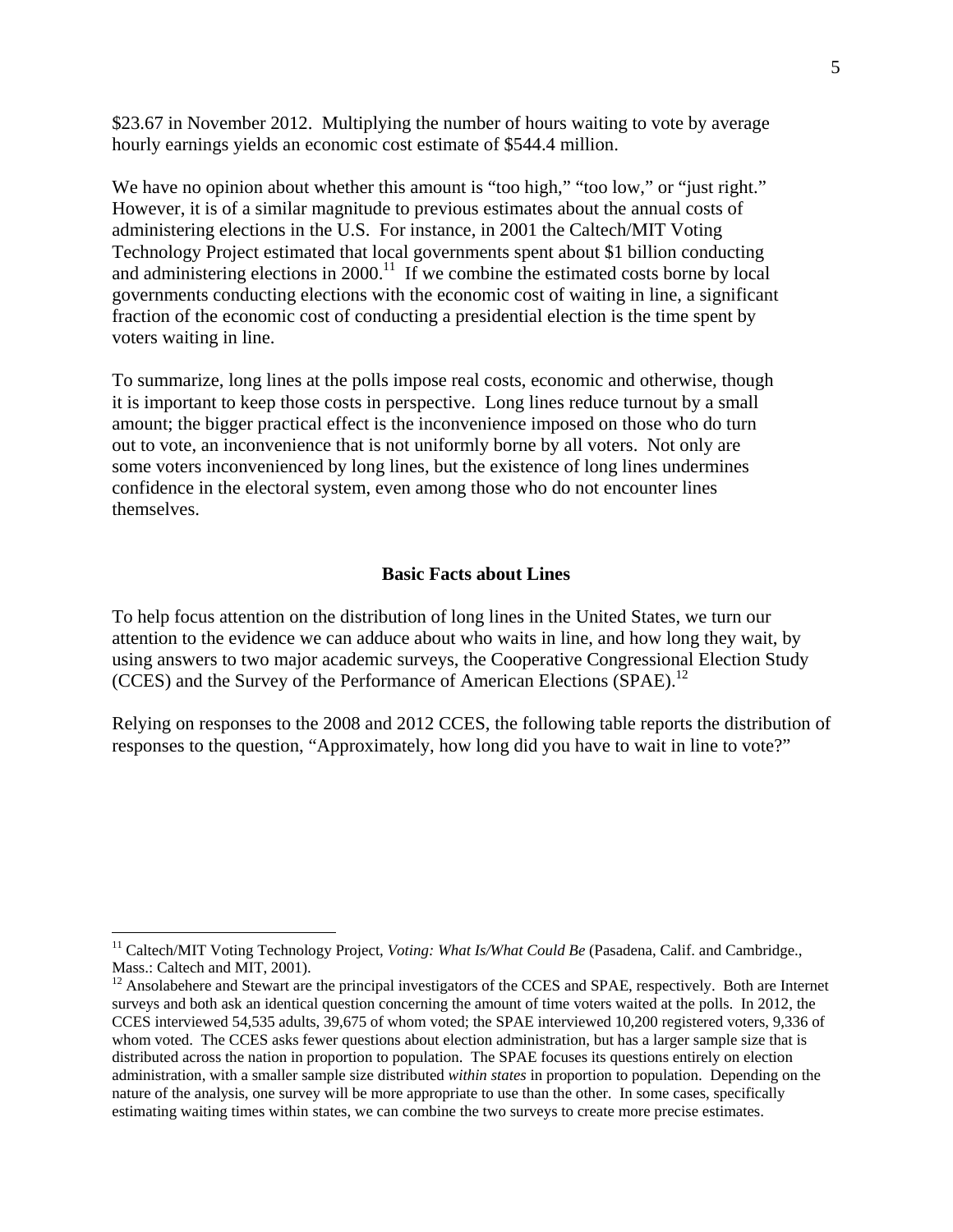$23.67 in November 2012. Multiplying the number of hours waiting to vote by average hourly earnings yields an economic cost estimate of $544.4 million.

We have no opinion about whether this amount is "too high," "too low," or "just right." However, it is of a similar magnitude to previous estimates about the annual costs of administering elections in the U.S. For instance, in 2001 the Caltech/MIT Voting Technology Project estimated that local governments spent about $1 billion conducting and administering elections in 2000.[11] If we combine the estimated costs borne by local governments conducting elections with the economic cost of waiting in line, a significant fraction of the economic cost of conducting a presidential election is the time spent by voters waiting in line.

To summarize, long lines at the polls impose real costs, economic and otherwise, though it is important to keep those costs in perspective. Long lines reduce turnout by a small amount; the bigger practical effect is the inconvenience imposed on those who do turn out to vote, an inconvenience that is not uniformly borne by all voters. Not only are some voters inconvenienced by long lines, but the existence of long lines undermines confidence in the electoral system, even among those who do not encounter lines themselves.

## Basic Facts about Lines

To help focus attention on the distribution of long lines in the United States, we turn our attention to the evidence we can adduce about who waits in line, and how long they wait, by using answers to two major academic surveys, the Cooperative Congressional Election Study (CCES) and the Survey of the Performance of American Elections (SPAE).[12]

Relying on responses to the 2008 and 2012 CCES, the following table reports the distribution of responses to the question, "Approximately, how long did you have to wait in line to vote?"

---

[11] Caltech/MIT Voting Technology Project, *Voting: What Is/What Could Be* (Pasadena, Calif. and Cambridge., Mass.: Caltech and MIT, 2001).

[12] Ansolabehere and Stewart are the principal investigators of the CCES and SPAE, respectively. Both are Internet surveys and both ask an identical question concerning the amount of time voters waited at the polls. In 2012, the CCES interviewed 54,535 adults, 39,675 of whom voted; the SPAE interviewed 10,200 registered voters, 9,336 of whom voted. The CCES asks fewer questions about election administration, but has a larger sample size that is distributed across the nation in proportion to population. The SPAE focuses its questions entirely on election administration, with a smaller sample size distributed *within states* in proportion to population. Depending on the nature of the analysis, one survey will be more appropriate to use than the other. In some cases, specifically estimating waiting times within states, we can combine the two surveys to create more precise estimates.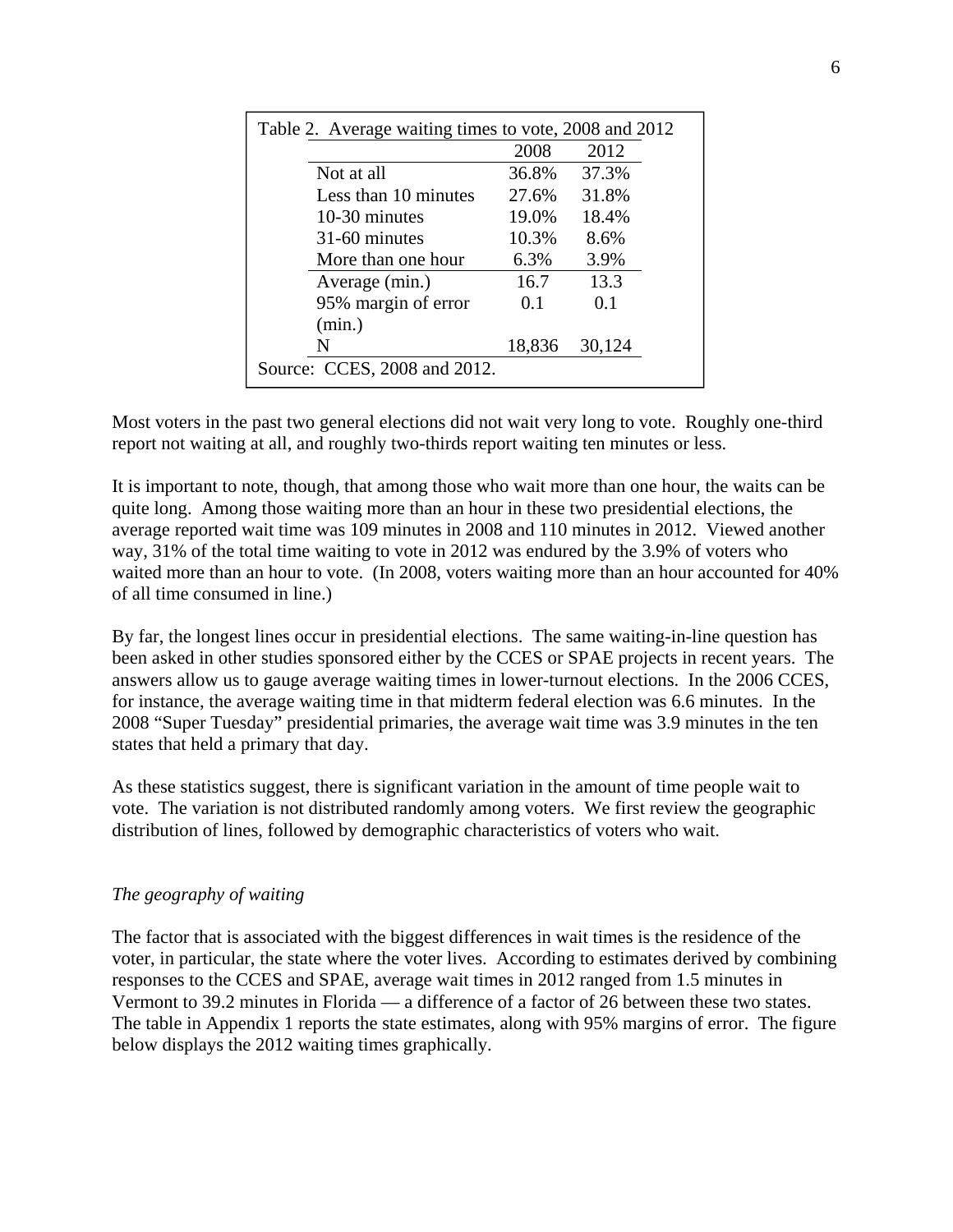Table 2. Average waiting times to vote, 2008 and 2012

| | 2008 | 2012 |
|---|---|---|
| Not at all | 36.8% | 37.3% |
| Less than 10 minutes | 27.6% | 31.8% |
| 10-30 minutes | 19.0% | 18.4% |
| 31-60 minutes | 10.3% | 8.6% |
| More than one hour | 6.3% | 3.9% |
| Average (min.) | 16.7 | 13.3 |
| 95% margin of error (min.) | 0.1 | 0.1 |
| N | 18,836 | 30,124 |

Source: CCES, 2008 and 2012.

Most voters in the past two general elections did not wait very long to vote. Roughly one-third report not waiting at all, and roughly two-thirds report waiting ten minutes or less.

It is important to note, though, that among those who wait more than one hour, the waits can be quite long. Among those waiting more than an hour in these two presidential elections, the average reported wait time was 109 minutes in 2008 and 110 minutes in 2012. Viewed another way, 31% of the total time waiting to vote in 2012 was endured by the 3.9% of voters who waited more than an hour to vote. (In 2008, voters waiting more than an hour accounted for 40% of all time consumed in line.)

By far, the longest lines occur in presidential elections. The same waiting-in-line question has been asked in other studies sponsored either by the CCES or SPAE projects in recent years. The answers allow us to gauge average waiting times in lower-turnout elections. In the 2006 CCES, for instance, the average waiting time in that midterm federal election was 6.6 minutes. In the 2008 "Super Tuesday" presidential primaries, the average wait time was 3.9 minutes in the ten states that held a primary that day.

As these statistics suggest, there is significant variation in the amount of time people wait to vote. The variation is not distributed randomly among voters. We first review the geographic distribution of lines, followed by demographic characteristics of voters who wait.

*The geography of waiting*

The factor that is associated with the biggest differences in wait times is the residence of the voter, in particular, the state where the voter lives. According to estimates derived by combining responses to the CCES and SPAE, average wait times in 2012 ranged from 1.5 minutes in Vermont to 39.2 minutes in Florida — a difference of a factor of 26 between these two states. The table in Appendix 1 reports the state estimates, along with 95% margins of error. The figure below displays the 2012 waiting times graphically.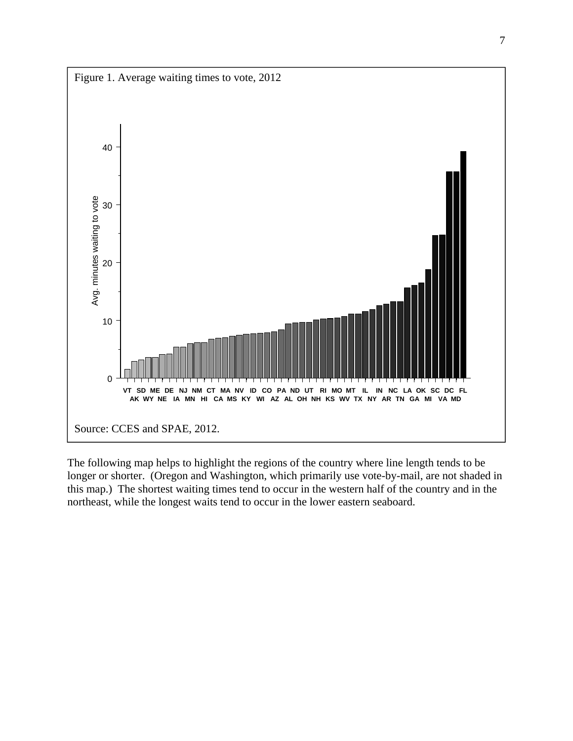Figure 1. Average waiting times to vote, 2012

Source: CCES and SPAE, 2012.

The following map helps to highlight the regions of the country where line length tends to be longer or shorter. (Oregon and Washington, which primarily use vote-by-mail, are not shaded in this map.) The shortest waiting times tend to occur in the western half of the country and in the northeast, while the longest waits tend to occur in the lower eastern seaboard.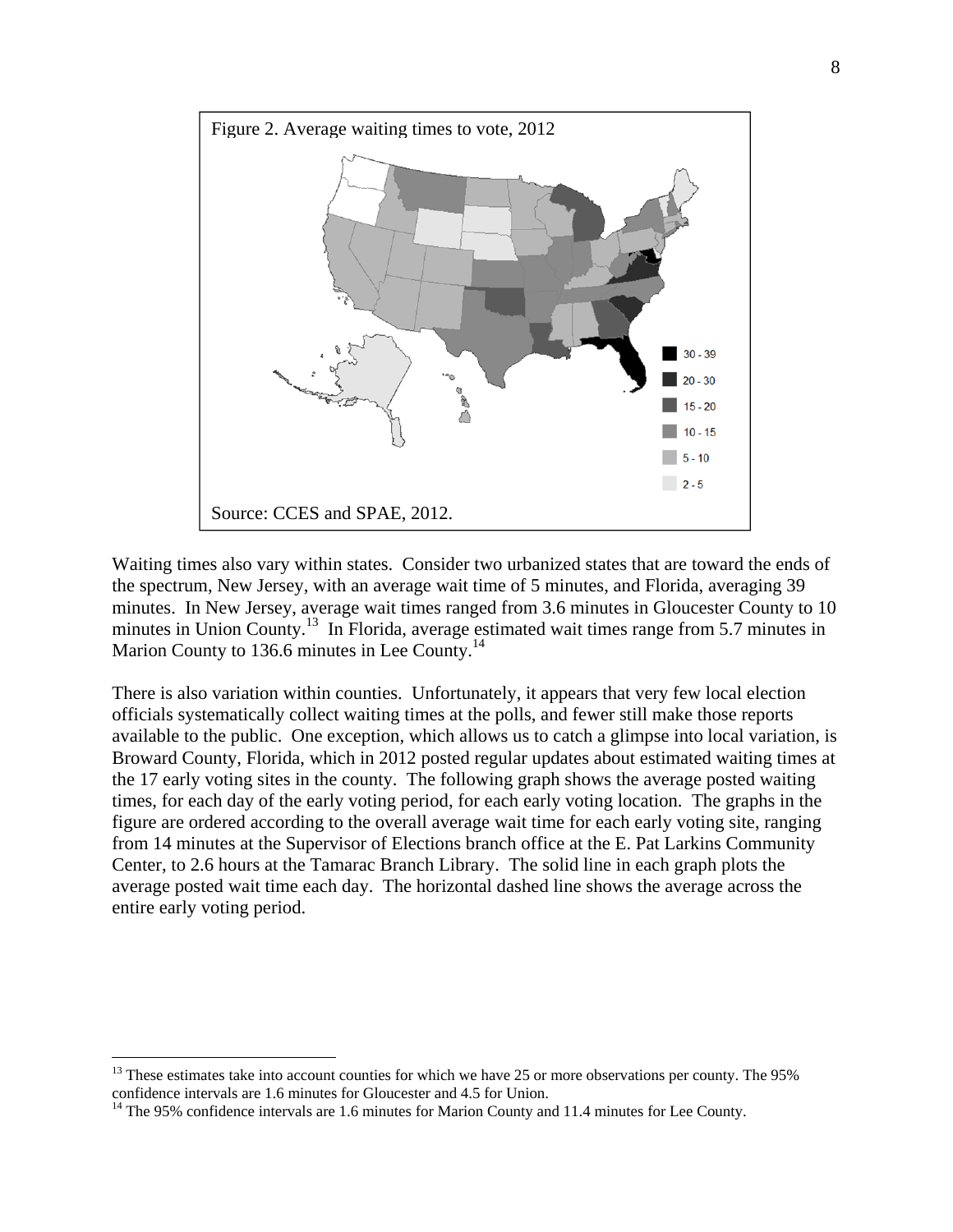Figure 2. Average waiting times to vote, 2012

Source: CCES and SPAE, 2012.

Waiting times also vary within states. Consider two urbanized states that are toward the ends of the spectrum, New Jersey, with an average wait time of 5 minutes, and Florida, averaging 39 minutes. In New Jersey, average wait times ranged from 3.6 minutes in Gloucester County to 10 minutes in Union County.[13] In Florida, average estimated wait times range from 5.7 minutes in Marion County to 136.6 minutes in Lee County.[14]

There is also variation within counties. Unfortunately, it appears that very few local election officials systematically collect waiting times at the polls, and fewer still make those reports available to the public. One exception, which allows us to catch a glimpse into local variation, is Broward County, Florida, which in 2012 posted regular updates about estimated waiting times at the 17 early voting sites in the county. The following graph shows the average posted waiting times, for each day of the early voting period, for each early voting location. The graphs in the figure are ordered according to the overall average wait time for each early voting site, ranging from 14 minutes at the Supervisor of Elections branch office at the E. Pat Larkins Community Center, to 2.6 hours at the Tamarac Branch Library. The solid line in each graph plots the average posted wait time each day. The horizontal dashed line shows the average across the entire early voting period.

---

[13] These estimates take into account counties for which we have 25 or more observations per county. The 95% confidence intervals are 1.6 minutes for Gloucester and 4.5 for Union.

[14] The 95% confidence intervals are 1.6 minutes for Marion County and 11.4 minutes for Lee County.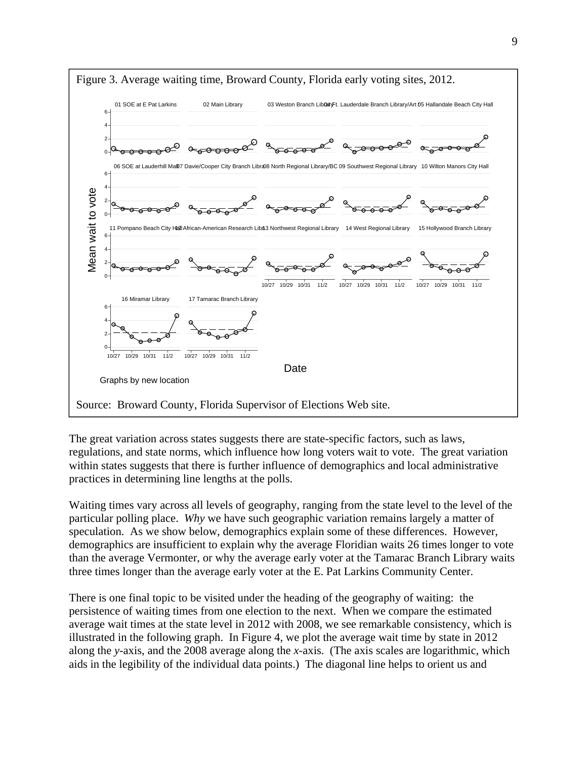Figure 3. Average waiting time, Broward County, Florida early voting sites, 2012.

Source: Broward County, Florida Supervisor of Elections Web site.

The great variation across states suggests there are state-specific factors, such as laws, regulations, and state norms, which influence how long voters wait to vote. The great variation within states suggests that there is further influence of demographics and local administrative practices in determining line lengths at the polls.

Waiting times vary across all levels of geography, ranging from the state level to the level of the particular polling place. *Why* we have such geographic variation remains largely a matter of speculation. As we show below, demographics explain some of these differences. However, demographics are insufficient to explain why the average Floridian waits 26 times longer to vote than the average Vermonter, or why the average early voter at the Tamarac Branch Library waits three times longer than the average early voter at the E. Pat Larkins Community Center.

There is one final topic to be visited under the heading of the geography of waiting: the persistence of waiting times from one election to the next. When we compare the estimated average wait times at the state level in 2012 with 2008, we see remarkable consistency, which is illustrated in the following graph. In Figure 4, we plot the average wait time by state in 2012 along the *y*-axis, and the 2008 average along the *x*-axis. (The axis scales are logarithmic, which aids in the legibility of the individual data points.) The diagonal line helps to orient us and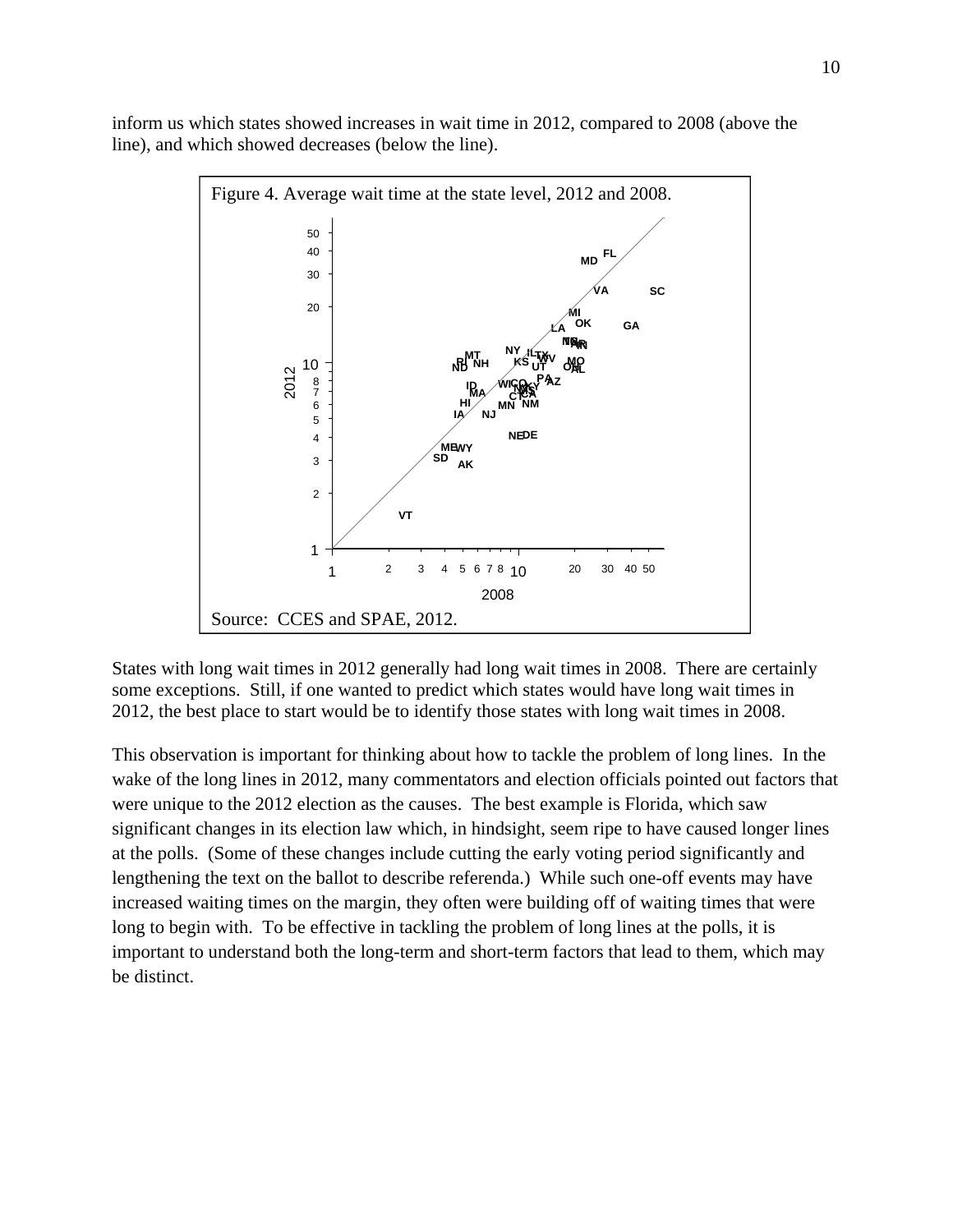inform us which states showed increases in wait time in 2012, compared to 2008 (above the line), and which showed decreases (below the line).

Figure 4. Average wait time at the state level, 2012 and 2008.

Source: CCES and SPAE, 2012.

States with long wait times in 2012 generally had long wait times in 2008. There are certainly some exceptions. Still, if one wanted to predict which states would have long wait times in 2012, the best place to start would be to identify those states with long wait times in 2008.

This observation is important for thinking about how to tackle the problem of long lines. In the wake of the long lines in 2012, many commentators and election officials pointed out factors that were unique to the 2012 election as the causes. The best example is Florida, which saw significant changes in its election law which, in hindsight, seem ripe to have caused longer lines at the polls. (Some of these changes include cutting the early voting period significantly and lengthening the text on the ballot to describe referenda.) While such one-off events may have increased waiting times on the margin, they often were building off of waiting times that were long to begin with. To be effective in tackling the problem of long lines at the polls, it is important to understand both the long-term and short-term factors that lead to them, which may be distinct.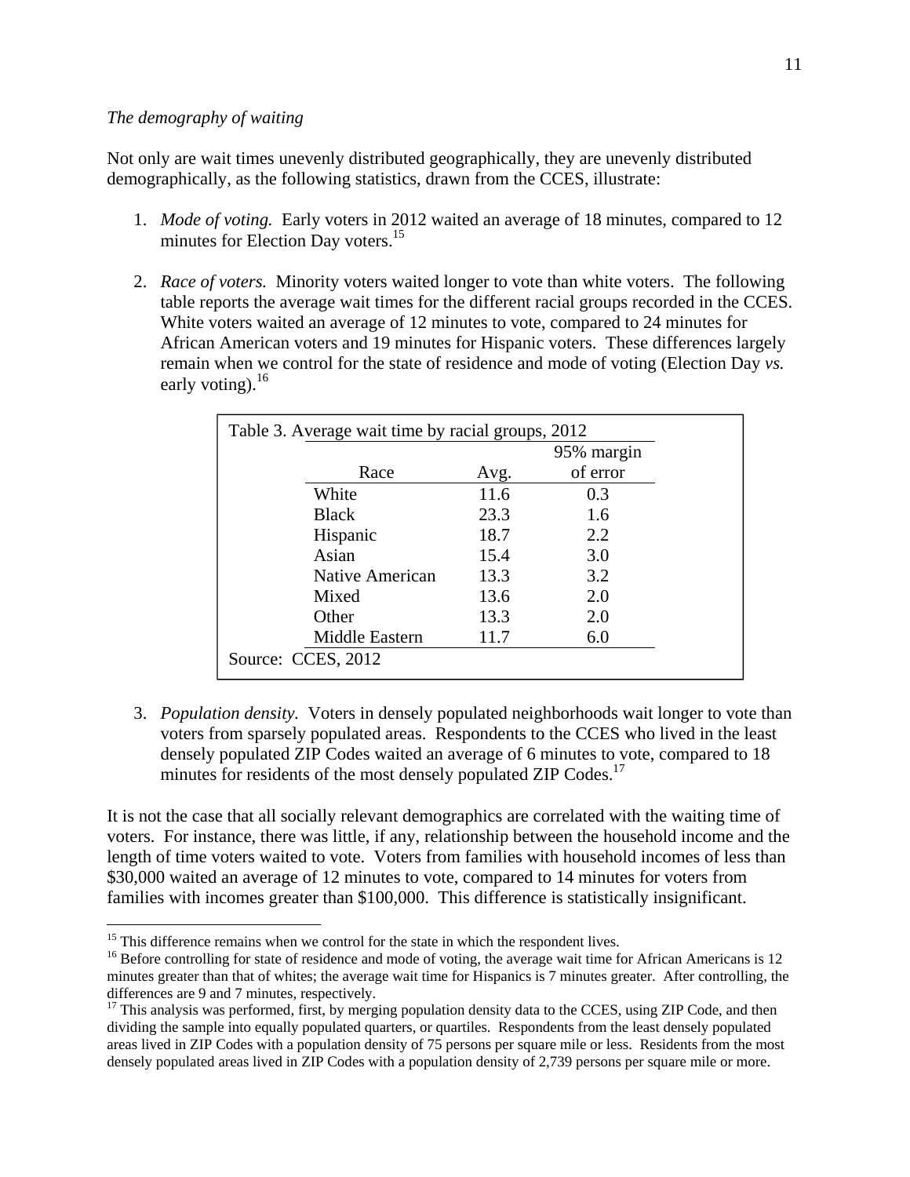*The demography of waiting*

Not only are wait times unevenly distributed geographically, they are unevenly distributed demographically, as the following statistics, drawn from the CCES, illustrate:

1. *Mode of voting.* Early voters in 2012 waited an average of 18 minutes, compared to 12 minutes for Election Day voters.[15]

2. *Race of voters.* Minority voters waited longer to vote than white voters. The following table reports the average wait times for the different racial groups recorded in the CCES. White voters waited an average of 12 minutes to vote, compared to 24 minutes for African American voters and 19 minutes for Hispanic voters. These differences largely remain when we control for the state of residence and mode of voting (Election Day *vs.* early voting).[16]

Table 3. Average wait time by racial groups, 2012

| Race | Avg. | 95% margin of error |
|---|---|---|
| White | 11.6 | 0.3 |
| Black | 23.3 | 1.6 |
| Hispanic | 18.7 | 2.2 |
| Asian | 15.4 | 3.0 |
| Native American | 13.3 | 3.2 |
| Mixed | 13.6 | 2.0 |
| Other | 13.3 | 2.0 |
| Middle Eastern | 11.7 | 6.0 |

Source: CCES, 2012

3. *Population density.* Voters in densely populated neighborhoods wait longer to vote than voters from sparsely populated areas. Respondents to the CCES who lived in the least densely populated ZIP Codes waited an average of 6 minutes to vote, compared to 18 minutes for residents of the most densely populated ZIP Codes.[17]

It is not the case that all socially relevant demographics are correlated with the waiting time of voters. For instance, there was little, if any, relationship between the household income and the length of time voters waited to vote. Voters from families with household incomes of less than $30,000 waited an average of 12 minutes to vote, compared to 14 minutes for voters from families with incomes greater than $100,000. This difference is statistically insignificant.

---

[15] This difference remains when we control for the state in which the respondent lives.

[16] Before controlling for state of residence and mode of voting, the average wait time for African Americans is 12 minutes greater than that of whites; the average wait time for Hispanics is 7 minutes greater. After controlling, the differences are 9 and 7 minutes, respectively.

[17] This analysis was performed, first, by merging population density data to the CCES, using ZIP Code, and then dividing the sample into equally populated quarters, or quartiles. Respondents from the least densely populated areas lived in ZIP Codes with a population density of 75 persons per square mile or less. Residents from the most densely populated areas lived in ZIP Codes with a population density of 2,739 persons per square mile or more.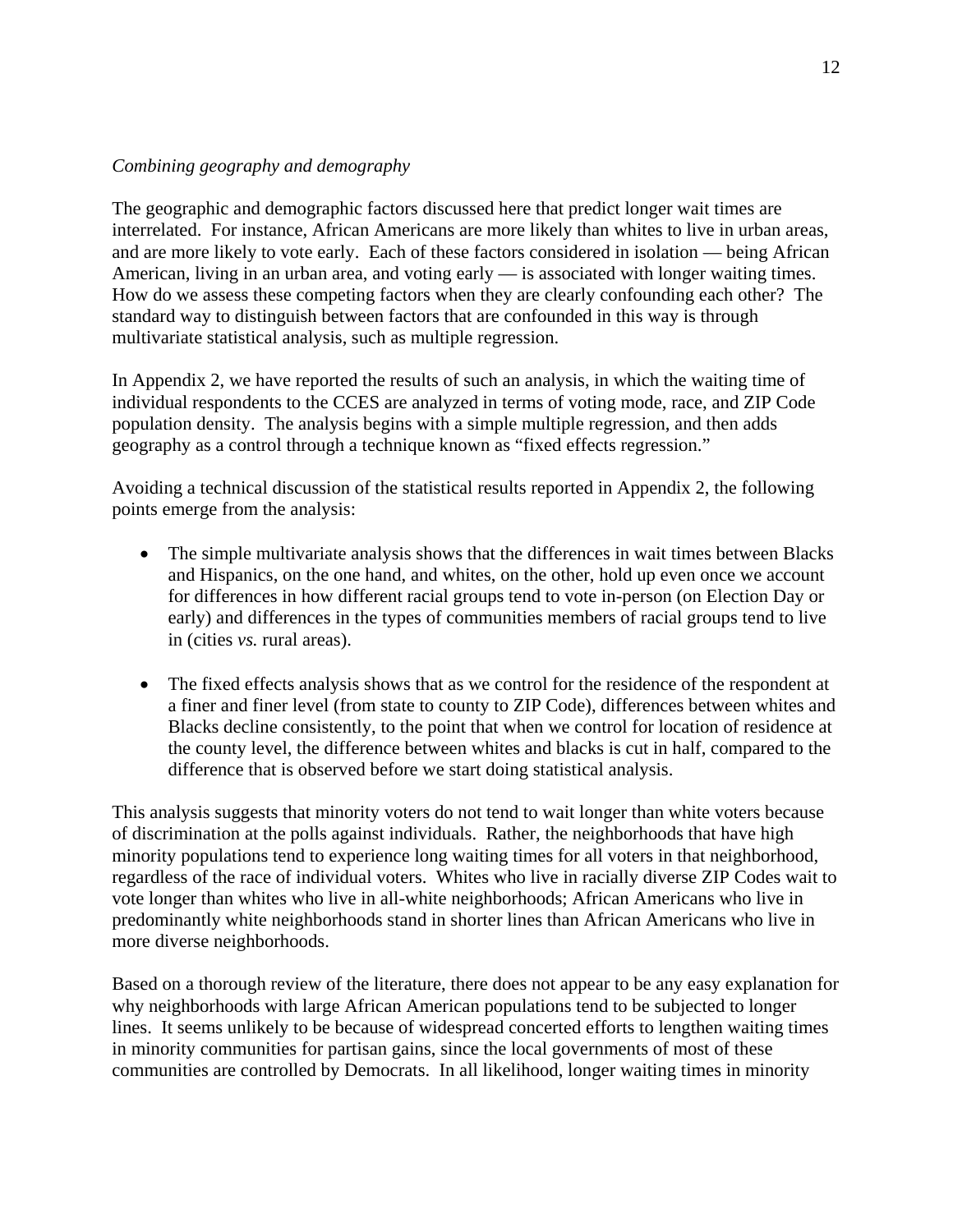*Combining geography and demography*

The geographic and demographic factors discussed here that predict longer wait times are interrelated. For instance, African Americans are more likely than whites to live in urban areas, and are more likely to vote early. Each of these factors considered in isolation — being African American, living in an urban area, and voting early — is associated with longer waiting times. How do we assess these competing factors when they are clearly confounding each other? The standard way to distinguish between factors that are confounded in this way is through multivariate statistical analysis, such as multiple regression.

In Appendix 2, we have reported the results of such an analysis, in which the waiting time of individual respondents to the CCES are analyzed in terms of voting mode, race, and ZIP Code population density. The analysis begins with a simple multiple regression, and then adds geography as a control through a technique known as "fixed effects regression."

Avoiding a technical discussion of the statistical results reported in Appendix 2, the following points emerge from the analysis:

- The simple multivariate analysis shows that the differences in wait times between Blacks and Hispanics, on the one hand, and whites, on the other, hold up even once we account for differences in how different racial groups tend to vote in-person (on Election Day or early) and differences in the types of communities members of racial groups tend to live in (cities *vs.* rural areas).

- The fixed effects analysis shows that as we control for the residence of the respondent at a finer and finer level (from state to county to ZIP Code), differences between whites and Blacks decline consistently, to the point that when we control for location of residence at the county level, the difference between whites and blacks is cut in half, compared to the difference that is observed before we start doing statistical analysis.

This analysis suggests that minority voters do not tend to wait longer than white voters because of discrimination at the polls against individuals. Rather, the neighborhoods that have high minority populations tend to experience long waiting times for all voters in that neighborhood, regardless of the race of individual voters. Whites who live in racially diverse ZIP Codes wait to vote longer than whites who live in all-white neighborhoods; African Americans who live in predominantly white neighborhoods stand in shorter lines than African Americans who live in more diverse neighborhoods.

Based on a thorough review of the literature, there does not appear to be any easy explanation for why neighborhoods with large African American populations tend to be subjected to longer lines. It seems unlikely to be because of widespread concerted efforts to lengthen waiting times in minority communities for partisan gains, since the local governments of most of these communities are controlled by Democrats. In all likelihood, longer waiting times in minority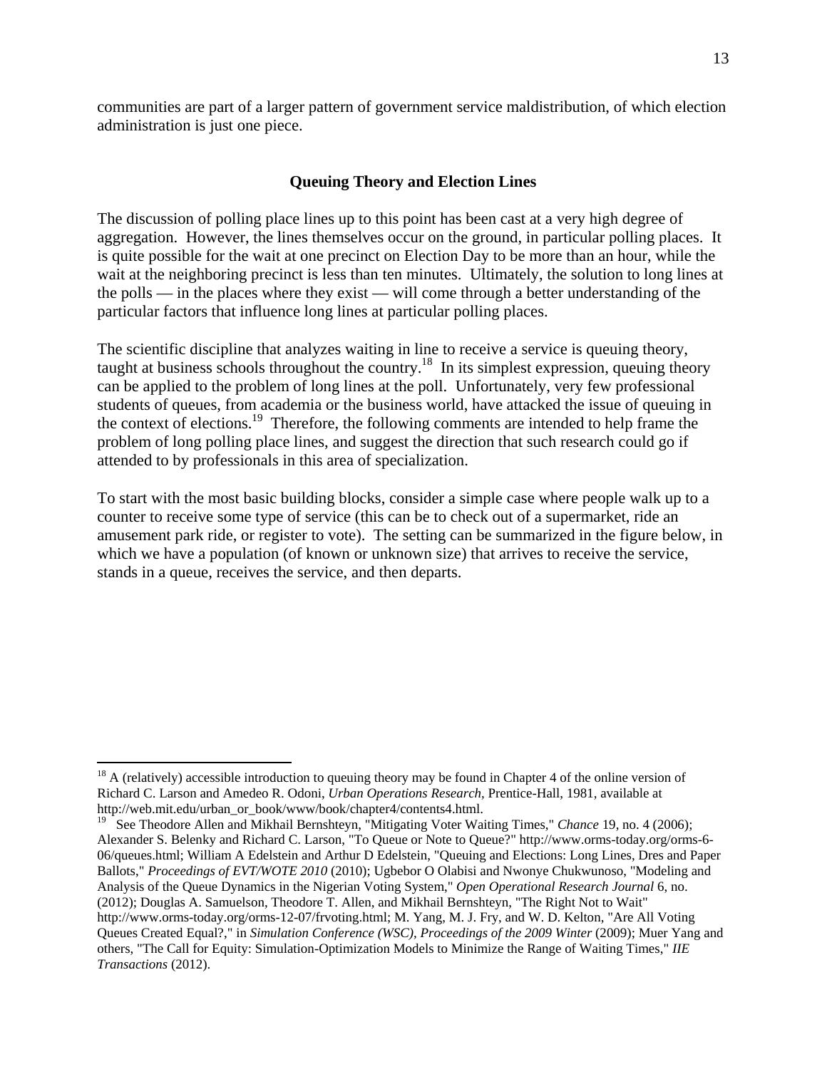communities are part of a larger pattern of government service maldistribution, of which election administration is just one piece.

### Queuing Theory and Election Lines

The discussion of polling place lines up to this point has been cast at a very high degree of aggregation. However, the lines themselves occur on the ground, in particular polling places. It is quite possible for the wait at one precinct on Election Day to be more than an hour, while the wait at the neighboring precinct is less than ten minutes. Ultimately, the solution to long lines at the polls — in the places where they exist — will come through a better understanding of the particular factors that influence long lines at particular polling places.

The scientific discipline that analyzes waiting in line to receive a service is queuing theory, taught at business schools throughout the country.[18] In its simplest expression, queuing theory can be applied to the problem of long lines at the poll. Unfortunately, very few professional students of queues, from academia or the business world, have attacked the issue of queuing in the context of elections.[19] Therefore, the following comments are intended to help frame the problem of long polling place lines, and suggest the direction that such research could go if attended to by professionals in this area of specialization.

To start with the most basic building blocks, consider a simple case where people walk up to a counter to receive some type of service (this can be to check out of a supermarket, ride an amusement park ride, or register to vote). The setting can be summarized in the figure below, in which we have a population (of known or unknown size) that arrives to receive the service, stands in a queue, receives the service, and then departs.

---

[18] A (relatively) accessible introduction to queuing theory may be found in Chapter 4 of the online version of Richard C. Larson and Amedeo R. Odoni, *Urban Operations Research*, Prentice-Hall, 1981, available at http://web.mit.edu/urban_or_book/www/book/chapter4/contents4.html.

[19] See Theodore Allen and Mikhail Bernshteyn, "Mitigating Voter Waiting Times," *Chance* 19, no. 4 (2006); Alexander S. Belenky and Richard C. Larson, "To Queue or Note to Queue?" http://www.orms-today.org/orms-6-06/queues.html; William A Edelstein and Arthur D Edelstein, "Queuing and Elections: Long Lines, Dres and Paper Ballots," *Proceedings of EVT/WOTE 2010* (2010); Ugbebor O Olabisi and Nwonye Chukwunoso, "Modeling and Analysis of the Queue Dynamics in the Nigerian Voting System," *Open Operational Research Journal* 6, no. (2012); Douglas A. Samuelson, Theodore T. Allen, and Mikhail Bernshteyn, "The Right Not to Wait" http://www.orms-today.org/orms-12-07/frvoting.html; M. Yang, M. J. Fry, and W. D. Kelton, "Are All Voting Queues Created Equal?," in *Simulation Conference (WSC), Proceedings of the 2009 Winter* (2009); Muer Yang and others, "The Call for Equity: Simulation-Optimization Models to Minimize the Range of Waiting Times," *IIE Transactions* (2012).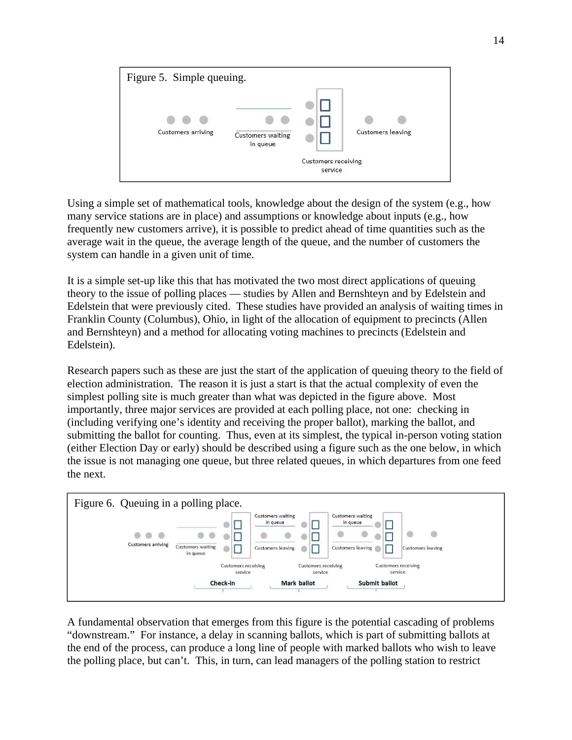Figure 5. Simple queuing.

Customers arriving — Customers waiting in queue — Customers receiving service — Customers leaving

Using a simple set of mathematical tools, knowledge about the design of the system (e.g., how many service stations are in place) and assumptions or knowledge about inputs (e.g., how frequently new customers arrive), it is possible to predict ahead of time quantities such as the average wait in the queue, the average length of the queue, and the number of customers the system can handle in a given unit of time.

It is a simple set-up like this that has motivated the two most direct applications of queuing theory to the issue of polling places — studies by Allen and Bernshteyn and by Edelstein and Edelstein that were previously cited. These studies have provided an analysis of waiting times in Franklin County (Columbus), Ohio, in light of the allocation of equipment to precincts (Allen and Bernshteyn) and a method for allocating voting machines to precincts (Edelstein and Edelstein).

Research papers such as these are just the start of the application of queuing theory to the field of election administration. The reason it is just a start is that the actual complexity of even the simplest polling site is much greater than what was depicted in the figure above. Most importantly, three major services are provided at each polling place, not one: checking in (including verifying one's identity and receiving the proper ballot), marking the ballot, and submitting the ballot for counting. Thus, even at its simplest, the typical in-person voting station (either Election Day or early) should be described using a figure such as the one below, in which the issue is not managing one queue, but three related queues, in which departures from one feed the next.

Figure 6. Queuing in a polling place.

Check-in: Customers arriving — Customers waiting in queue — Customers receiving service — Customers leaving
Mark ballot: Customers waiting in queue — Customers receiving service — Customers leaving
Submit ballot: Customers waiting in queue — Customers receiving service — Customers leaving

A fundamental observation that emerges from this figure is the potential cascading of problems "downstream." For instance, a delay in scanning ballots, which is part of submitting ballots at the end of the process, can produce a long line of people with marked ballots who wish to leave the polling place, but can't. This, in turn, can lead managers of the polling station to restrict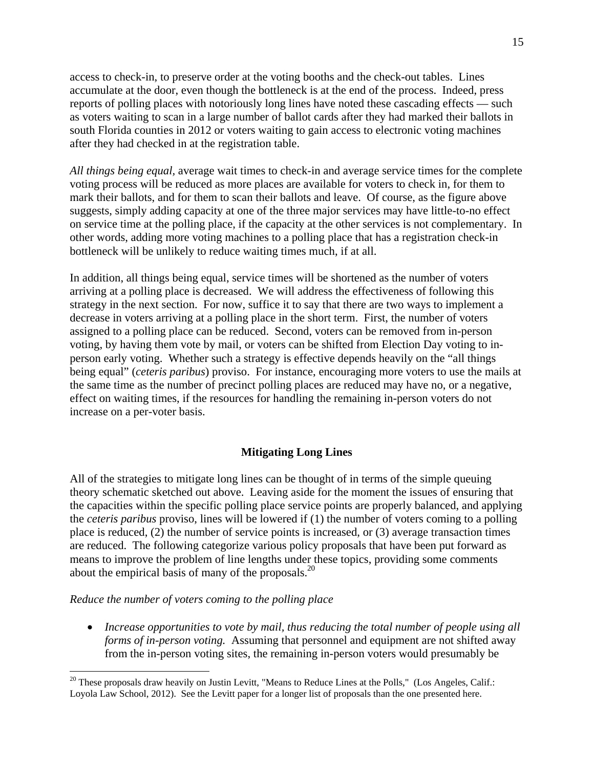access to check-in, to preserve order at the voting booths and the check-out tables. Lines accumulate at the door, even though the bottleneck is at the end of the process. Indeed, press reports of polling places with notoriously long lines have noted these cascading effects — such as voters waiting to scan in a large number of ballot cards after they had marked their ballots in south Florida counties in 2012 or voters waiting to gain access to electronic voting machines after they had checked in at the registration table.

*All things being equal*, average wait times to check-in and average service times for the complete voting process will be reduced as more places are available for voters to check in, for them to mark their ballots, and for them to scan their ballots and leave. Of course, as the figure above suggests, simply adding capacity at one of the three major services may have little-to-no effect on service time at the polling place, if the capacity at the other services is not complementary. In other words, adding more voting machines to a polling place that has a registration check-in bottleneck will be unlikely to reduce waiting times much, if at all.

In addition, all things being equal, service times will be shortened as the number of voters arriving at a polling place is decreased. We will address the effectiveness of following this strategy in the next section. For now, suffice it to say that there are two ways to implement a decrease in voters arriving at a polling place in the short term. First, the number of voters assigned to a polling place can be reduced. Second, voters can be removed from in-person voting, by having them vote by mail, or voters can be shifted from Election Day voting to in-person early voting. Whether such a strategy is effective depends heavily on the "all things being equal" (*ceteris paribus*) proviso. For instance, encouraging more voters to use the mails at the same time as the number of precinct polling places are reduced may have no, or a negative, effect on waiting times, if the resources for handling the remaining in-person voters do not increase on a per-voter basis.

## Mitigating Long Lines

All of the strategies to mitigate long lines can be thought of in terms of the simple queuing theory schematic sketched out above. Leaving aside for the moment the issues of ensuring that the capacities within the specific polling place service points are properly balanced, and applying the *ceteris paribus* proviso, lines will be lowered if (1) the number of voters coming to a polling place is reduced, (2) the number of service points is increased, or (3) average transaction times are reduced. The following categorize various policy proposals that have been put forward as means to improve the problem of line lengths under these topics, providing some comments about the empirical basis of many of the proposals.[20]

*Reduce the number of voters coming to the polling place*

- *Increase opportunities to vote by mail, thus reducing the total number of people using all forms of in-person voting.* Assuming that personnel and equipment are not shifted away from the in-person voting sites, the remaining in-person voters would presumably be

[20] These proposals draw heavily on Justin Levitt, "Means to Reduce Lines at the Polls," (Los Angeles, Calif.: Loyola Law School, 2012). See the Levitt paper for a longer list of proposals than the one presented here.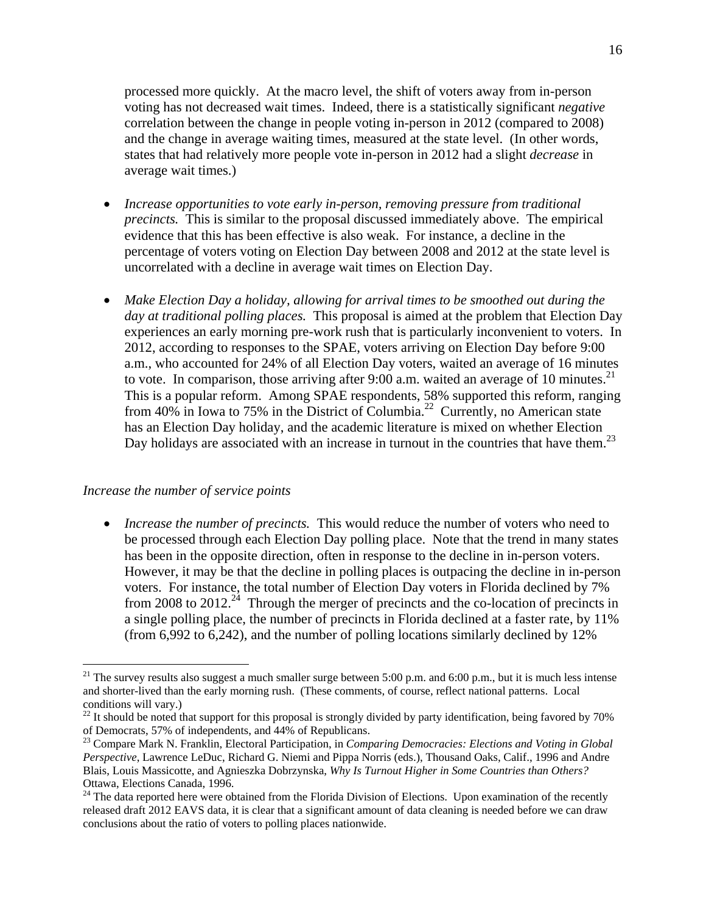processed more quickly. At the macro level, the shift of voters away from in-person voting has not decreased wait times. Indeed, there is a statistically significant *negative* correlation between the change in people voting in-person in 2012 (compared to 2008) and the change in average waiting times, measured at the state level. (In other words, states that had relatively more people vote in-person in 2012 had a slight *decrease* in average wait times.)

- *Increase opportunities to vote early in-person, removing pressure from traditional precincts.* This is similar to the proposal discussed immediately above. The empirical evidence that this has been effective is also weak. For instance, a decline in the percentage of voters voting on Election Day between 2008 and 2012 at the state level is uncorrelated with a decline in average wait times on Election Day.

- *Make Election Day a holiday, allowing for arrival times to be smoothed out during the day at traditional polling places.* This proposal is aimed at the problem that Election Day experiences an early morning pre-work rush that is particularly inconvenient to voters. In 2012, according to responses to the SPAE, voters arriving on Election Day before 9:00 a.m., who accounted for 24% of all Election Day voters, waited an average of 16 minutes to vote. In comparison, those arriving after 9:00 a.m. waited an average of 10 minutes.[21] This is a popular reform. Among SPAE respondents, 58% supported this reform, ranging from 40% in Iowa to 75% in the District of Columbia.[22] Currently, no American state has an Election Day holiday, and the academic literature is mixed on whether Election Day holidays are associated with an increase in turnout in the countries that have them.[23]

*Increase the number of service points*

- *Increase the number of precincts.* This would reduce the number of voters who need to be processed through each Election Day polling place. Note that the trend in many states has been in the opposite direction, often in response to the decline in in-person voters. However, it may be that the decline in polling places is outpacing the decline in in-person voters. For instance, the total number of Election Day voters in Florida declined by 7% from 2008 to 2012.[24] Through the merger of precincts and the co-location of precincts in a single polling place, the number of precincts in Florida declined at a faster rate, by 11% (from 6,992 to 6,242), and the number of polling locations similarly declined by 12%

---

[21] The survey results also suggest a much smaller surge between 5:00 p.m. and 6:00 p.m., but it is much less intense and shorter-lived than the early morning rush. (These comments, of course, reflect national patterns. Local conditions will vary.)

[22] It should be noted that support for this proposal is strongly divided by party identification, being favored by 70% of Democrats, 57% of independents, and 44% of Republicans.

[23] Compare Mark N. Franklin, Electoral Participation, in *Comparing Democracies: Elections and Voting in Global Perspective*, Lawrence LeDuc, Richard G. Niemi and Pippa Norris (eds.), Thousand Oaks, Calif., 1996 and Andre Blais, Louis Massicotte, and Agnieszka Dobrzynska, *Why Is Turnout Higher in Some Countries than Others?* Ottawa, Elections Canada, 1996.

[24] The data reported here were obtained from the Florida Division of Elections. Upon examination of the recently released draft 2012 EAVS data, it is clear that a significant amount of data cleaning is needed before we can draw conclusions about the ratio of voters to polling places nationwide.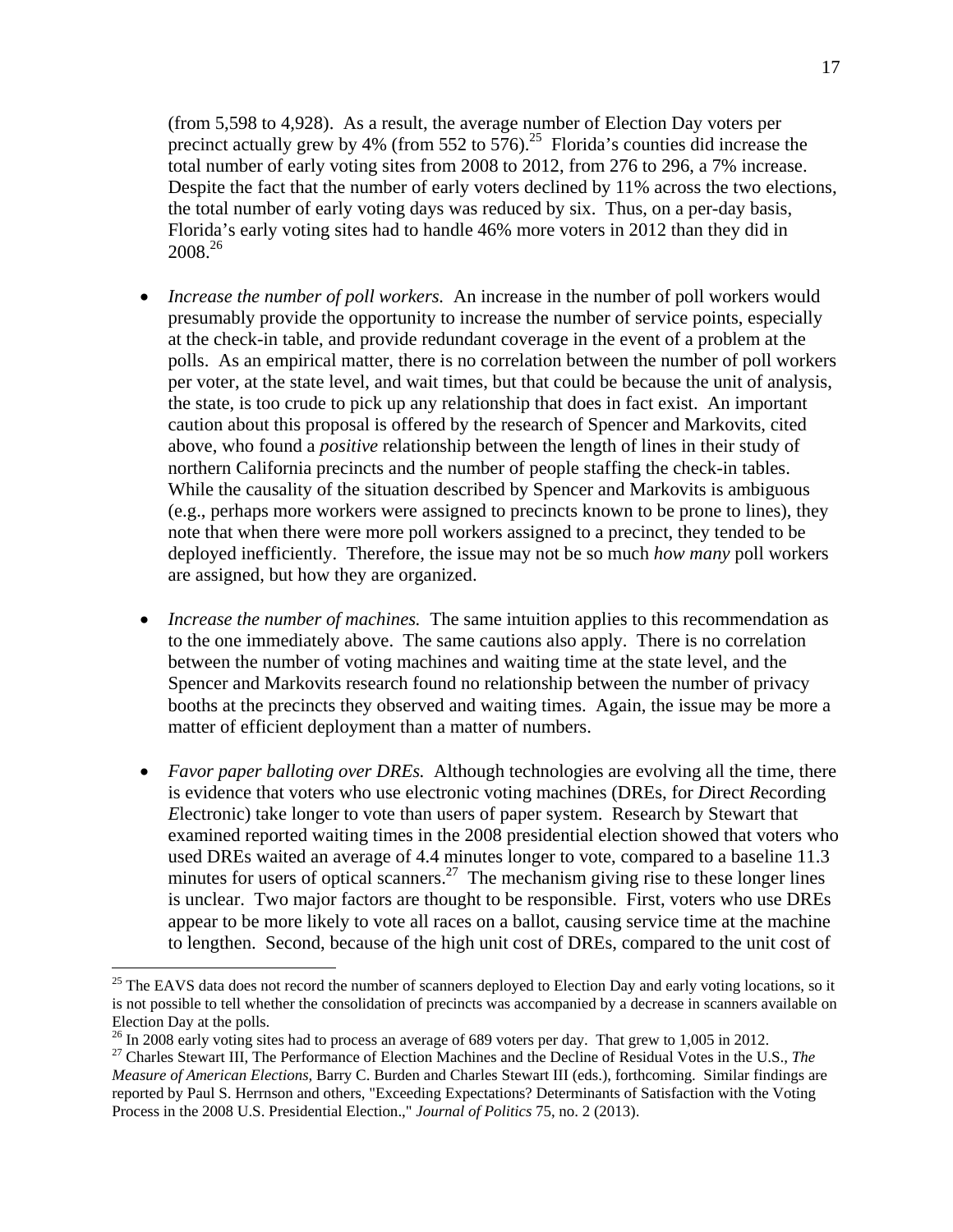(from 5,598 to 4,928). As a result, the average number of Election Day voters per precinct actually grew by 4% (from 552 to 576).[25] Florida's counties did increase the total number of early voting sites from 2008 to 2012, from 276 to 296, a 7% increase. Despite the fact that the number of early voters declined by 11% across the two elections, the total number of early voting days was reduced by six. Thus, on a per-day basis, Florida's early voting sites had to handle 46% more voters in 2012 than they did in 2008.[26]

- *Increase the number of poll workers.* An increase in the number of poll workers would presumably provide the opportunity to increase the number of service points, especially at the check-in table, and provide redundant coverage in the event of a problem at the polls. As an empirical matter, there is no correlation between the number of poll workers per voter, at the state level, and wait times, but that could be because the unit of analysis, the state, is too crude to pick up any relationship that does in fact exist. An important caution about this proposal is offered by the research of Spencer and Markovits, cited above, who found a *positive* relationship between the length of lines in their study of northern California precincts and the number of people staffing the check-in tables. While the causality of the situation described by Spencer and Markovits is ambiguous (e.g., perhaps more workers were assigned to precincts known to be prone to lines), they note that when there were more poll workers assigned to a precinct, they tended to be deployed inefficiently. Therefore, the issue may not be so much *how many* poll workers are assigned, but how they are organized.

- *Increase the number of machines.* The same intuition applies to this recommendation as to the one immediately above. The same cautions also apply. There is no correlation between the number of voting machines and waiting time at the state level, and the Spencer and Markovits research found no relationship between the number of privacy booths at the precincts they observed and waiting times. Again, the issue may be more a matter of efficient deployment than a matter of numbers.

- *Favor paper balloting over DREs.* Although technologies are evolving all the time, there is evidence that voters who use electronic voting machines (DREs, for *D*irect *R*ecording *E*lectronic) take longer to vote than users of paper system. Research by Stewart that examined reported waiting times in the 2008 presidential election showed that voters who used DREs waited an average of 4.4 minutes longer to vote, compared to a baseline 11.3 minutes for users of optical scanners.[27] The mechanism giving rise to these longer lines is unclear. Two major factors are thought to be responsible. First, voters who use DREs appear to be more likely to vote all races on a ballot, causing service time at the machine to lengthen. Second, because of the high unit cost of DREs, compared to the unit cost of

---

[25] The EAVS data does not record the number of scanners deployed to Election Day and early voting locations, so it is not possible to tell whether the consolidation of precincts was accompanied by a decrease in scanners available on Election Day at the polls.

[26] In 2008 early voting sites had to process an average of 689 voters per day. That grew to 1,005 in 2012.

[27] Charles Stewart III, The Performance of Election Machines and the Decline of Residual Votes in the U.S., *The Measure of American Elections*, Barry C. Burden and Charles Stewart III (eds.), forthcoming. Similar findings are reported by Paul S. Herrnson and others, "Exceeding Expectations? Determinants of Satisfaction with the Voting Process in the 2008 U.S. Presidential Election.," *Journal of Politics* 75, no. 2 (2013).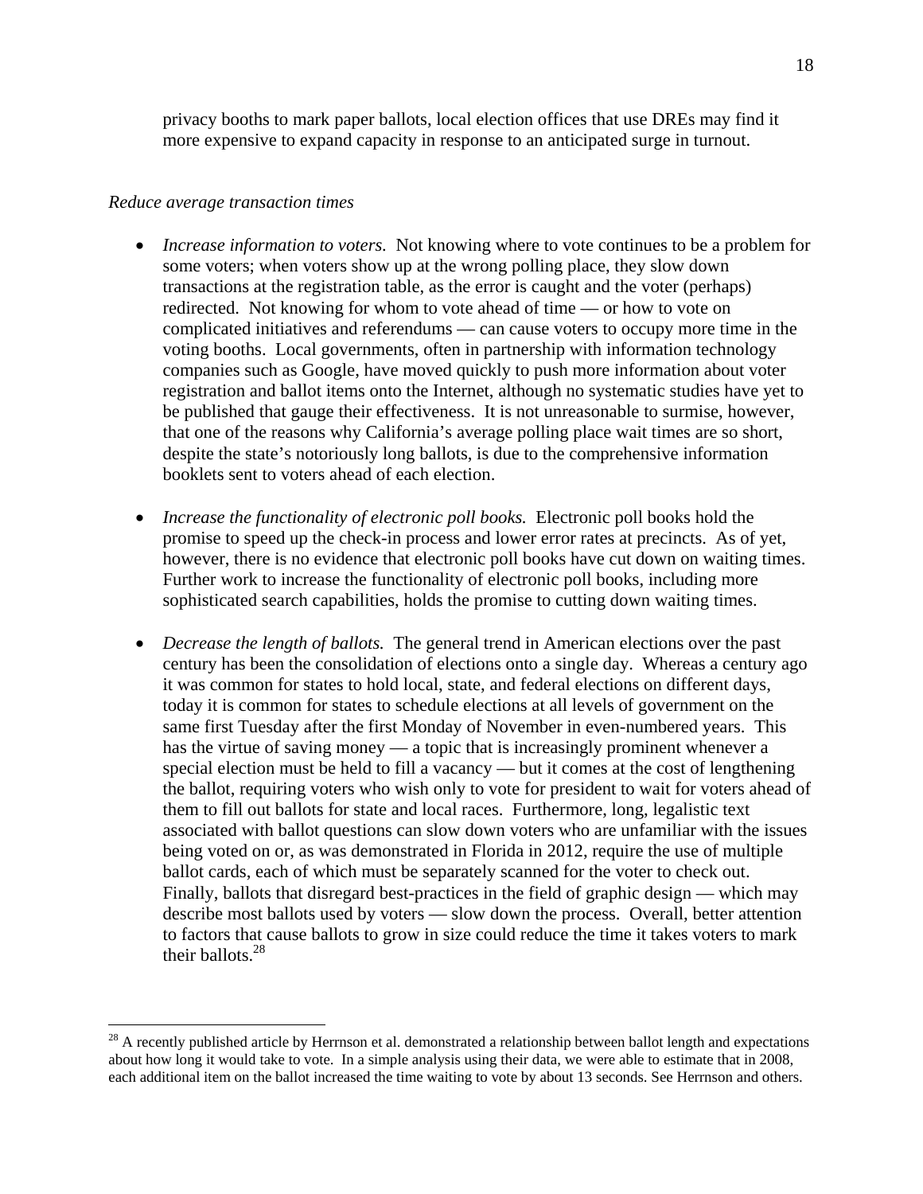privacy booths to mark paper ballots, local election offices that use DREs may find it more expensive to expand capacity in response to an anticipated surge in turnout.

*Reduce average transaction times*

- *Increase information to voters.* Not knowing where to vote continues to be a problem for some voters; when voters show up at the wrong polling place, they slow down transactions at the registration table, as the error is caught and the voter (perhaps) redirected. Not knowing for whom to vote ahead of time — or how to vote on complicated initiatives and referendums — can cause voters to occupy more time in the voting booths. Local governments, often in partnership with information technology companies such as Google, have moved quickly to push more information about voter registration and ballot items onto the Internet, although no systematic studies have yet to be published that gauge their effectiveness. It is not unreasonable to surmise, however, that one of the reasons why California's average polling place wait times are so short, despite the state's notoriously long ballots, is due to the comprehensive information booklets sent to voters ahead of each election.

- *Increase the functionality of electronic poll books.* Electronic poll books hold the promise to speed up the check-in process and lower error rates at precincts. As of yet, however, there is no evidence that electronic poll books have cut down on waiting times. Further work to increase the functionality of electronic poll books, including more sophisticated search capabilities, holds the promise to cutting down waiting times.

- *Decrease the length of ballots.* The general trend in American elections over the past century has been the consolidation of elections onto a single day. Whereas a century ago it was common for states to hold local, state, and federal elections on different days, today it is common for states to schedule elections at all levels of government on the same first Tuesday after the first Monday of November in even-numbered years. This has the virtue of saving money — a topic that is increasingly prominent whenever a special election must be held to fill a vacancy — but it comes at the cost of lengthening the ballot, requiring voters who wish only to vote for president to wait for voters ahead of them to fill out ballots for state and local races. Furthermore, long, legalistic text associated with ballot questions can slow down voters who are unfamiliar with the issues being voted on or, as was demonstrated in Florida in 2012, require the use of multiple ballot cards, each of which must be separately scanned for the voter to check out. Finally, ballots that disregard best-practices in the field of graphic design — which may describe most ballots used by voters — slow down the process. Overall, better attention to factors that cause ballots to grow in size could reduce the time it takes voters to mark their ballots.[28]

---

[28] A recently published article by Herrnson et al. demonstrated a relationship between ballot length and expectations about how long it would take to vote. In a simple analysis using their data, we were able to estimate that in 2008, each additional item on the ballot increased the time waiting to vote by about 13 seconds. See Herrnson and others.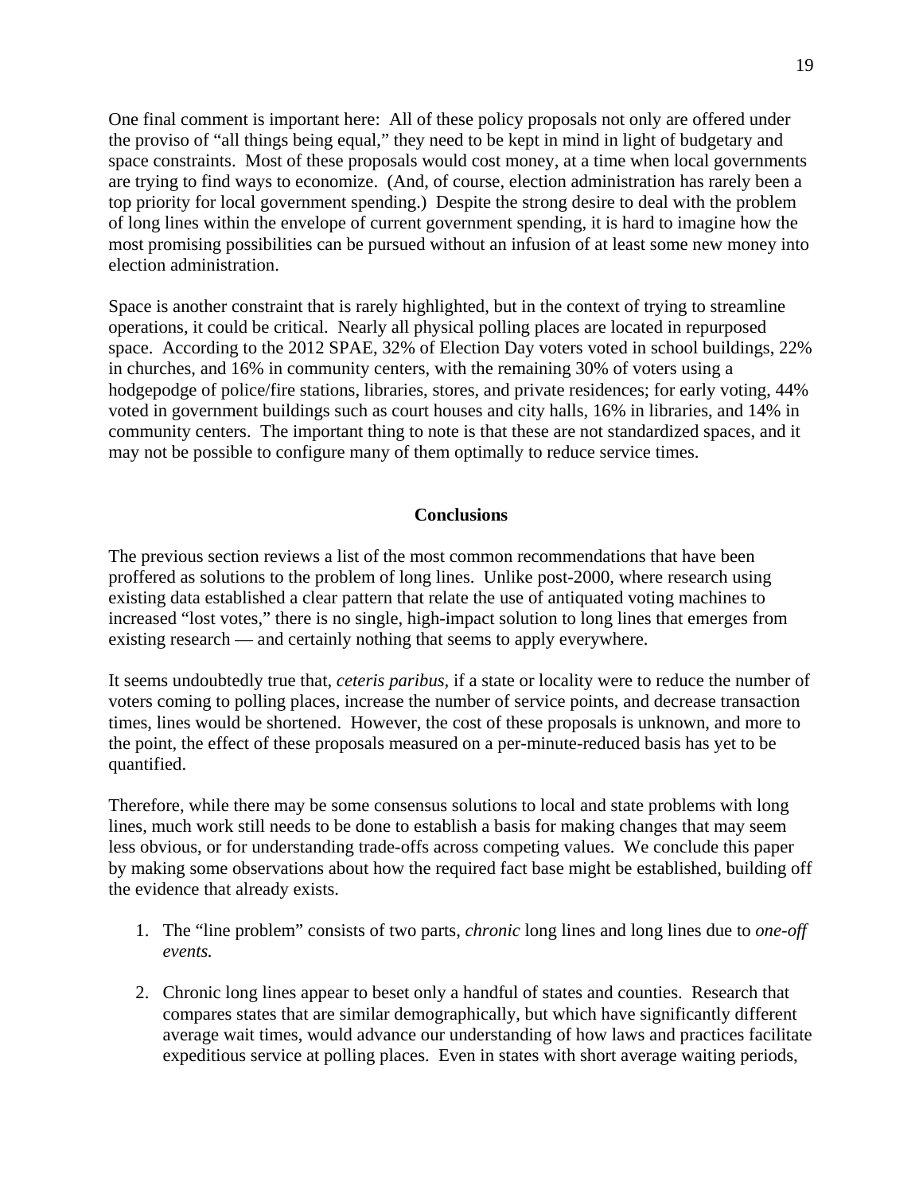One final comment is important here: All of these policy proposals not only are offered under the proviso of "all things being equal," they need to be kept in mind in light of budgetary and space constraints. Most of these proposals would cost money, at a time when local governments are trying to find ways to economize. (And, of course, election administration has rarely been a top priority for local government spending.) Despite the strong desire to deal with the problem of long lines within the envelope of current government spending, it is hard to imagine how the most promising possibilities can be pursued without an infusion of at least some new money into election administration.

Space is another constraint that is rarely highlighted, but in the context of trying to streamline operations, it could be critical. Nearly all physical polling places are located in repurposed space. According to the 2012 SPAE, 32% of Election Day voters voted in school buildings, 22% in churches, and 16% in community centers, with the remaining 30% of voters using a hodgepodge of police/fire stations, libraries, stores, and private residences; for early voting, 44% voted in government buildings such as court houses and city halls, 16% in libraries, and 14% in community centers. The important thing to note is that these are not standardized spaces, and it may not be possible to configure many of them optimally to reduce service times.

## Conclusions

The previous section reviews a list of the most common recommendations that have been proffered as solutions to the problem of long lines. Unlike post-2000, where research using existing data established a clear pattern that relate the use of antiquated voting machines to increased "lost votes," there is no single, high-impact solution to long lines that emerges from existing research — and certainly nothing that seems to apply everywhere.

It seems undoubtedly true that, *ceteris paribus*, if a state or locality were to reduce the number of voters coming to polling places, increase the number of service points, and decrease transaction times, lines would be shortened. However, the cost of these proposals is unknown, and more to the point, the effect of these proposals measured on a per-minute-reduced basis has yet to be quantified.

Therefore, while there may be some consensus solutions to local and state problems with long lines, much work still needs to be done to establish a basis for making changes that may seem less obvious, or for understanding trade-offs across competing values. We conclude this paper by making some observations about how the required fact base might be established, building off the evidence that already exists.

1. The "line problem" consists of two parts, *chronic* long lines and long lines due to *one-off events.*

2. Chronic long lines appear to beset only a handful of states and counties. Research that compares states that are similar demographically, but which have significantly different average wait times, would advance our understanding of how laws and practices facilitate expeditious service at polling places. Even in states with short average waiting periods,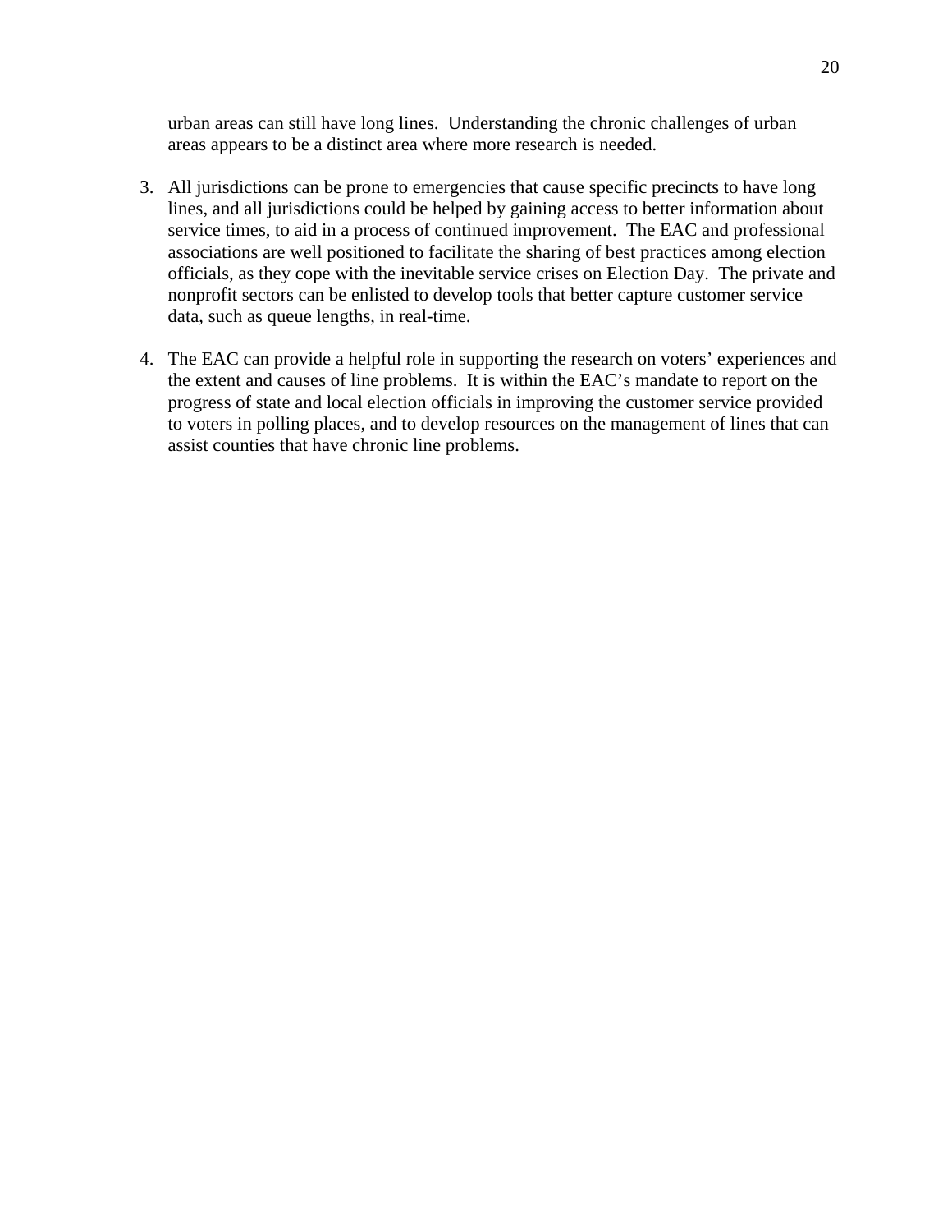urban areas can still have long lines.  Understanding the chronic challenges of urban areas appears to be a distinct area where more research is needed.

3. All jurisdictions can be prone to emergencies that cause specific precincts to have long lines, and all jurisdictions could be helped by gaining access to better information about service times, to aid in a process of continued improvement.  The EAC and professional associations are well positioned to facilitate the sharing of best practices among election officials, as they cope with the inevitable service crises on Election Day.  The private and nonprofit sectors can be enlisted to develop tools that better capture customer service data, such as queue lengths, in real-time.

4. The EAC can provide a helpful role in supporting the research on voters' experiences and the extent and causes of line problems.  It is within the EAC's mandate to report on the progress of state and local election officials in improving the customer service provided to voters in polling places, and to develop resources on the management of lines that can assist counties that have chronic line problems.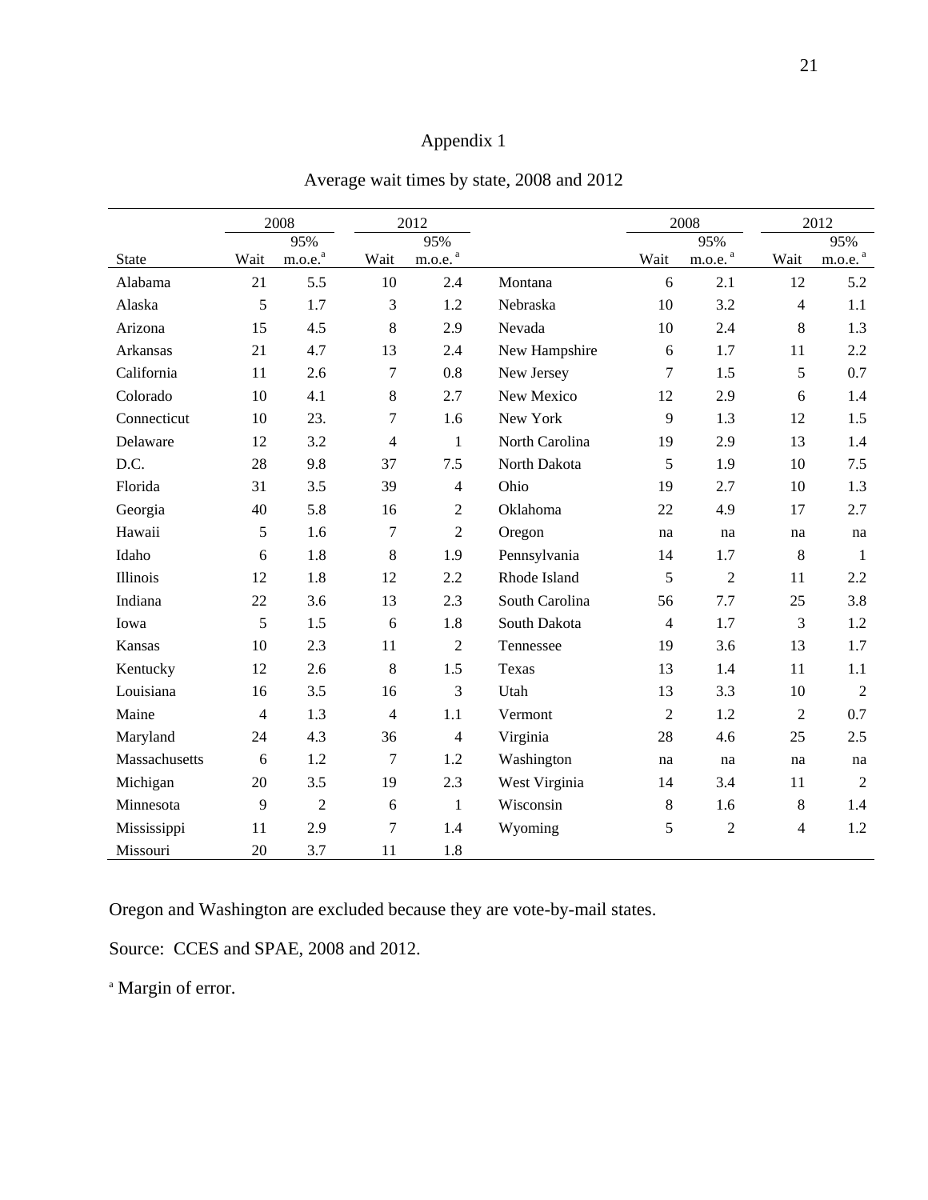# Appendix 1

## Average wait times by state, 2008 and 2012

| | 2008 | | 2012 | | | 2008 | | 2012 | |
|---|---|---|---|---|---|---|---|---|---|
| State | Wait | 95% m.o.e.[a] | Wait | 95% m.o.e.[a] | | Wait | 95% m.o.e.[a] | Wait | 95% m.o.e.[a] |
| Alabama | 21 | 5.5 | 10 | 2.4 | Montana | 6 | 2.1 | 12 | 5.2 |
| Alaska | 5 | 1.7 | 3 | 1.2 | Nebraska | 10 | 3.2 | 4 | 1.1 |
| Arizona | 15 | 4.5 | 8 | 2.9 | Nevada | 10 | 2.4 | 8 | 1.3 |
| Arkansas | 21 | 4.7 | 13 | 2.4 | New Hampshire | 6 | 1.7 | 11 | 2.2 |
| California | 11 | 2.6 | 7 | 0.8 | New Jersey | 7 | 1.5 | 5 | 0.7 |
| Colorado | 10 | 4.1 | 8 | 2.7 | New Mexico | 12 | 2.9 | 6 | 1.4 |
| Connecticut | 10 | 23. | 7 | 1.6 | New York | 9 | 1.3 | 12 | 1.5 |
| Delaware | 12 | 3.2 | 4 | 1 | North Carolina | 19 | 2.9 | 13 | 1.4 |
| D.C. | 28 | 9.8 | 37 | 7.5 | North Dakota | 5 | 1.9 | 10 | 7.5 |
| Florida | 31 | 3.5 | 39 | 4 | Ohio | 19 | 2.7 | 10 | 1.3 |
| Georgia | 40 | 5.8 | 16 | 2 | Oklahoma | 22 | 4.9 | 17 | 2.7 |
| Hawaii | 5 | 1.6 | 7 | 2 | Oregon | na | na | na | na |
| Idaho | 6 | 1.8 | 8 | 1.9 | Pennsylvania | 14 | 1.7 | 8 | 1 |
| Illinois | 12 | 1.8 | 12 | 2.2 | Rhode Island | 5 | 2 | 11 | 2.2 |
| Indiana | 22 | 3.6 | 13 | 2.3 | South Carolina | 56 | 7.7 | 25 | 3.8 |
| Iowa | 5 | 1.5 | 6 | 1.8 | South Dakota | 4 | 1.7 | 3 | 1.2 |
| Kansas | 10 | 2.3 | 11 | 2 | Tennessee | 19 | 3.6 | 13 | 1.7 |
| Kentucky | 12 | 2.6 | 8 | 1.5 | Texas | 13 | 1.4 | 11 | 1.1 |
| Louisiana | 16 | 3.5 | 16 | 3 | Utah | 13 | 3.3 | 10 | 2 |
| Maine | 4 | 1.3 | 4 | 1.1 | Vermont | 2 | 1.2 | 2 | 0.7 |
| Maryland | 24 | 4.3 | 36 | 4 | Virginia | 28 | 4.6 | 25 | 2.5 |
| Massachusetts | 6 | 1.2 | 7 | 1.2 | Washington | na | na | na | na |
| Michigan | 20 | 3.5 | 19 | 2.3 | West Virginia | 14 | 3.4 | 11 | 2 |
| Minnesota | 9 | 2 | 6 | 1 | Wisconsin | 8 | 1.6 | 8 | 1.4 |
| Mississippi | 11 | 2.9 | 7 | 1.4 | Wyoming | 5 | 2 | 4 | 1.2 |
| Missouri | 20 | 3.7 | 11 | 1.8 | | | | | |

Oregon and Washington are excluded because they are vote-by-mail states.

Source: CCES and SPAE, 2008 and 2012.

[a] Margin of error.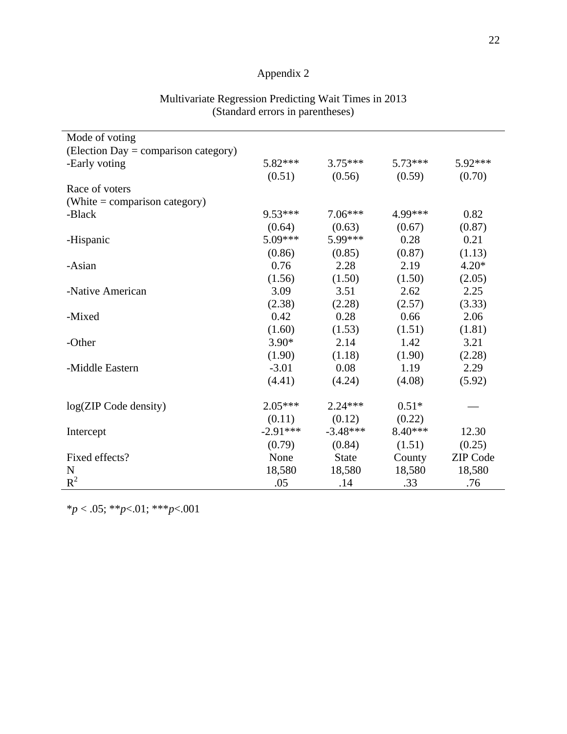# Appendix 2

Multivariate Regression Predicting Wait Times in 2013
(Standard errors in parentheses)

| | | | | |
|---|---|---|---|---|
| Mode of voting | | | | |
| (Election Day = comparison category) | | | | |
| -Early voting | 5.82*** | 3.75*** | 5.73*** | 5.92*** |
| | (0.51) | (0.56) | (0.59) | (0.70) |
| Race of voters | | | | |
| (White = comparison category) | | | | |
| -Black | 9.53*** | 7.06*** | 4.99*** | 0.82 |
| | (0.64) | (0.63) | (0.67) | (0.87) |
| -Hispanic | 5.09*** | 5.99*** | 0.28 | 0.21 |
| | (0.86) | (0.85) | (0.87) | (1.13) |
| -Asian | 0.76 | 2.28 | 2.19 | 4.20* |
| | (1.56) | (1.50) | (1.50) | (2.05) |
| -Native American | 3.09 | 3.51 | 2.62 | 2.25 |
| | (2.38) | (2.28) | (2.57) | (3.33) |
| -Mixed | 0.42 | 0.28 | 0.66 | 2.06 |
| | (1.60) | (1.53) | (1.51) | (1.81) |
| -Other | 3.90* | 2.14 | 1.42 | 3.21 |
| | (1.90) | (1.18) | (1.90) | (2.28) |
| -Middle Eastern | -3.01 | 0.08 | 1.19 | 2.29 |
| | (4.41) | (4.24) | (4.08) | (5.92) |
| log(ZIP Code density) | 2.05*** | 2.24*** | 0.51* | — |
| | (0.11) | (0.12) | (0.22) | |
| Intercept | -2.91*** | -3.48*** | 8.40*** | 12.30 |
| | (0.79) | (0.84) | (1.51) | (0.25) |
| Fixed effects? | None | State | County | ZIP Code |
| N | 18,580 | 18,580 | 18,580 | 18,580 |
| $R^2$ | .05 | .14 | .33 | .76 |

*$p < .05$; **$p<.01$; ***$p<.001$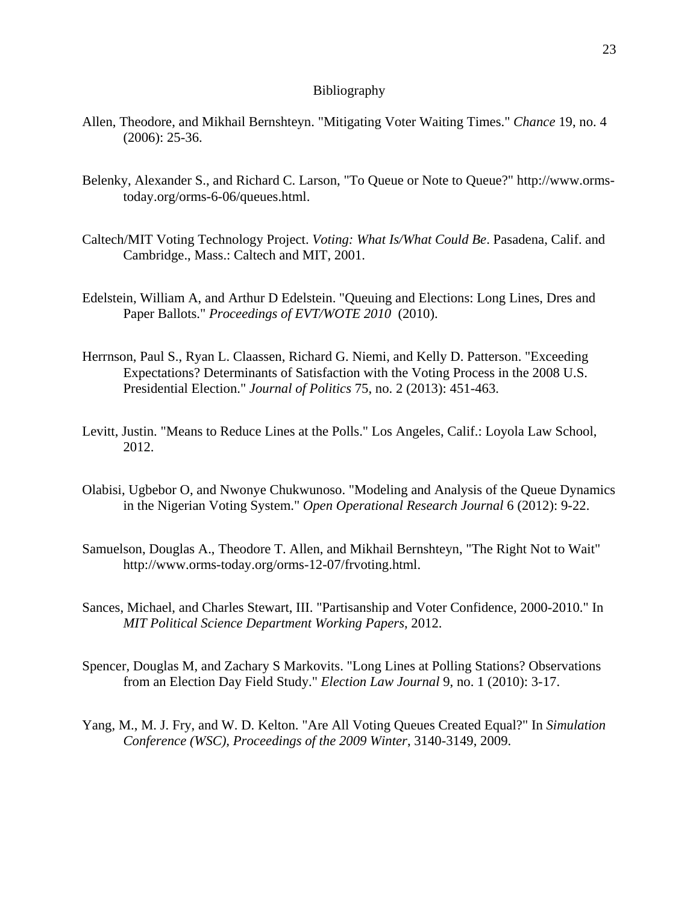# Bibliography

Allen, Theodore, and Mikhail Bernshteyn. "Mitigating Voter Waiting Times." *Chance* 19, no. 4 (2006): 25-36.

Belenky, Alexander S., and Richard C. Larson, "To Queue or Note to Queue?" http://www.orms-today.org/orms-6-06/queues.html.

Caltech/MIT Voting Technology Project. *Voting: What Is/What Could Be*. Pasadena, Calif. and Cambridge., Mass.: Caltech and MIT, 2001.

Edelstein, William A, and Arthur D Edelstein. "Queuing and Elections: Long Lines, Dres and Paper Ballots." *Proceedings of EVT/WOTE 2010* (2010).

Herrnson, Paul S., Ryan L. Claassen, Richard G. Niemi, and Kelly D. Patterson. "Exceeding Expectations? Determinants of Satisfaction with the Voting Process in the 2008 U.S. Presidential Election." *Journal of Politics* 75, no. 2 (2013): 451-463.

Levitt, Justin. "Means to Reduce Lines at the Polls." Los Angeles, Calif.: Loyola Law School, 2012.

Olabisi, Ugbebor O, and Nwonye Chukwunoso. "Modeling and Analysis of the Queue Dynamics in the Nigerian Voting System." *Open Operational Research Journal* 6 (2012): 9-22.

Samuelson, Douglas A., Theodore T. Allen, and Mikhail Bernshteyn, "The Right Not to Wait" http://www.orms-today.org/orms-12-07/frvoting.html.

Sances, Michael, and Charles Stewart, III. "Partisanship and Voter Confidence, 2000-2010." In *MIT Political Science Department Working Papers*, 2012.

Spencer, Douglas M, and Zachary S Markovits. "Long Lines at Polling Stations? Observations from an Election Day Field Study." *Election Law Journal* 9, no. 1 (2010): 3-17.

Yang, M., M. J. Fry, and W. D. Kelton. "Are All Voting Queues Created Equal?" In *Simulation Conference (WSC), Proceedings of the 2009 Winter*, 3140-3149, 2009.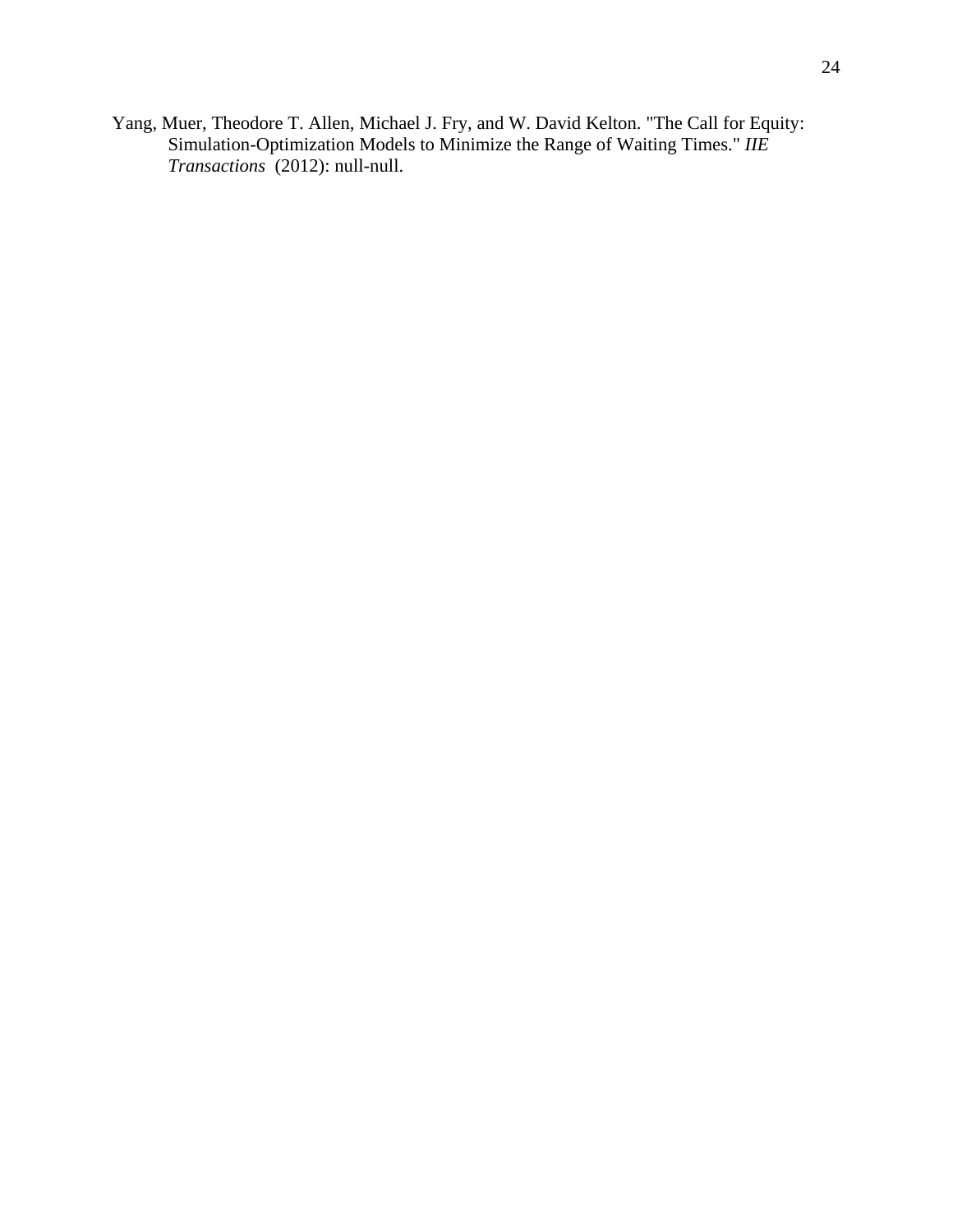Yang, Muer, Theodore T. Allen, Michael J. Fry, and W. David Kelton. "The Call for Equity: Simulation-Optimization Models to Minimize the Range of Waiting Times." *IIE Transactions* (2012): null-null.